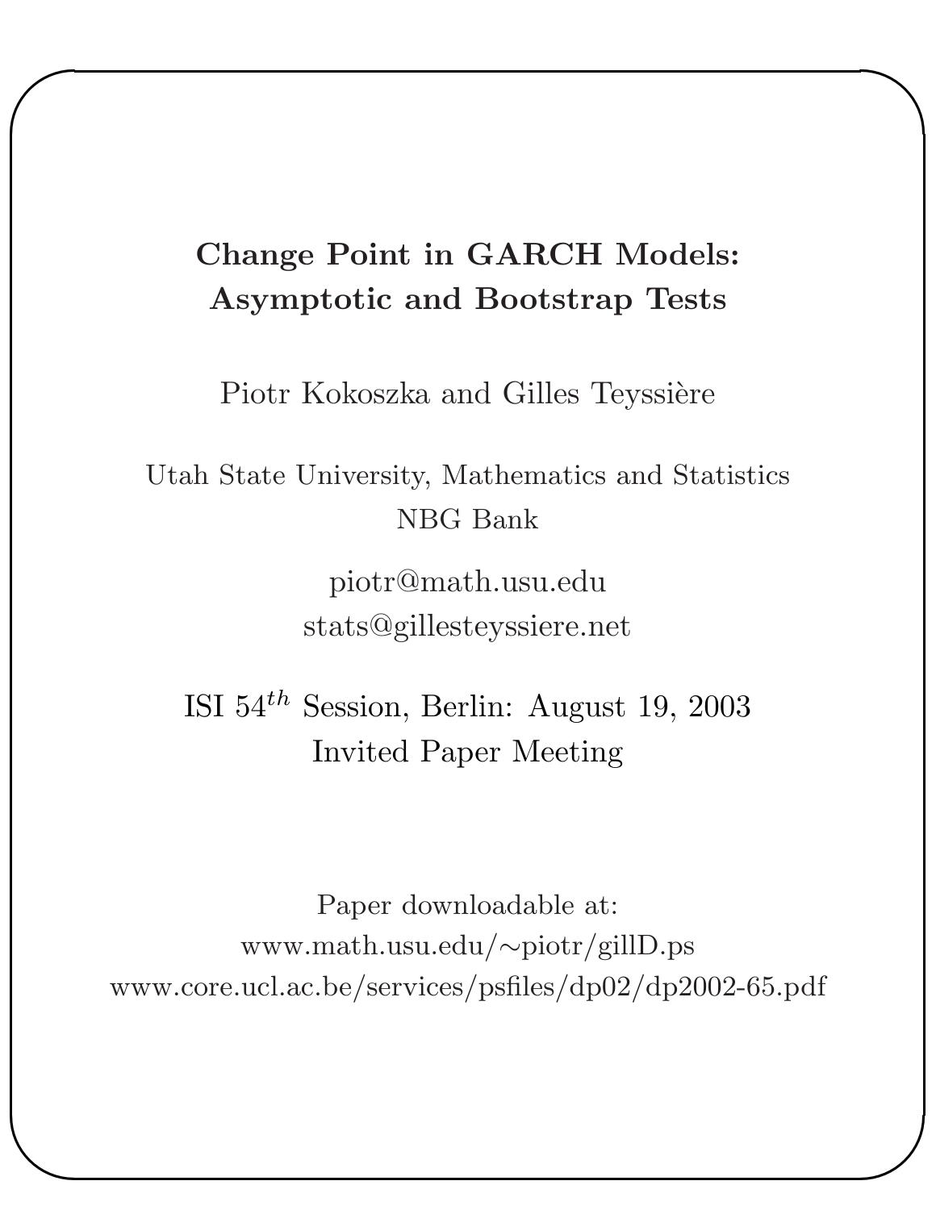# Change Point in GARCH Models: Asymptotic and Bootstrap Tests

Piotr Kokoszka and Gilles Teyssière

Utah State University, Mathematics and Statistics

NBG Bank

piotr@math.usu.edu

stats@gillesteyssiere.net

ISI $54^{th}$ Session, Berlin: August 19, 2003

Invited Paper Meeting

Paper downloadable at:

www.math.usu.edu/∼piotr/gillD.ps

www.core.ucl.ac.be/services/psfiles/dp02/dp2002-65.pdf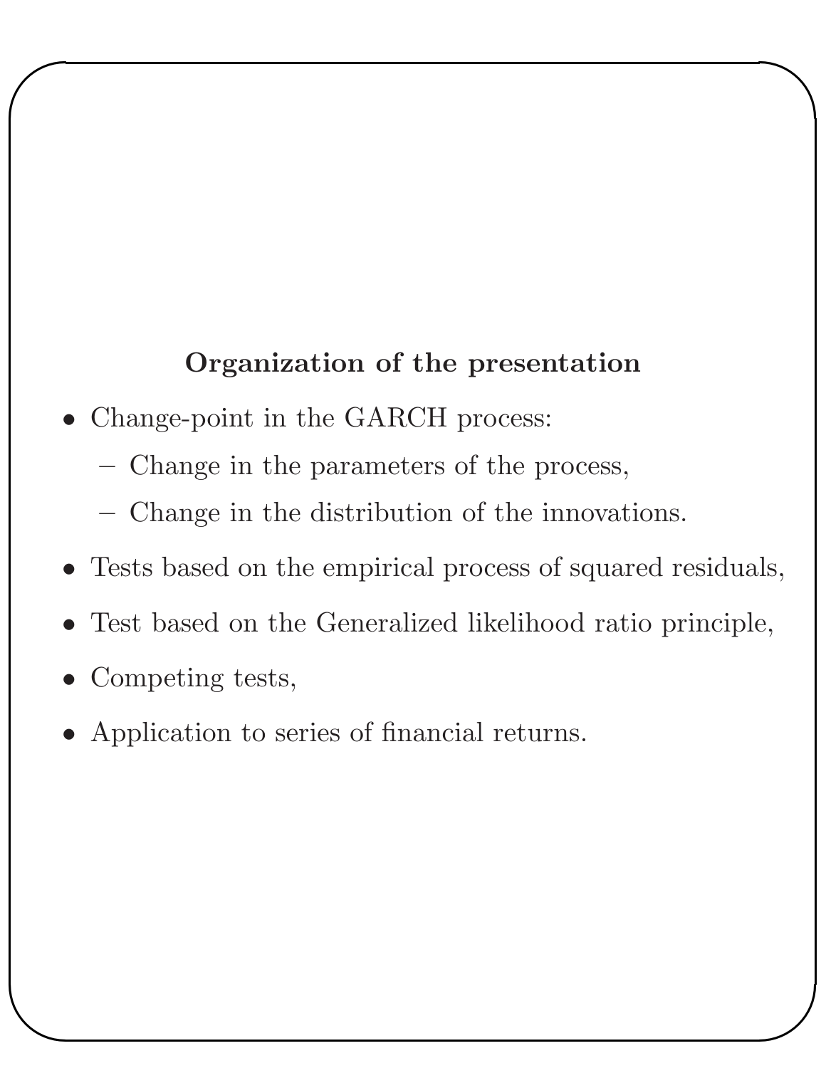## Organization of the presentation

- Change-point in the GARCH process:
  - Change in the parameters of the process,
  - Change in the distribution of the innovations.
- Tests based on the empirical process of squared residuals,
- Test based on the Generalized likelihood ratio principle,
- Competing tests,
- Application to series of financial returns.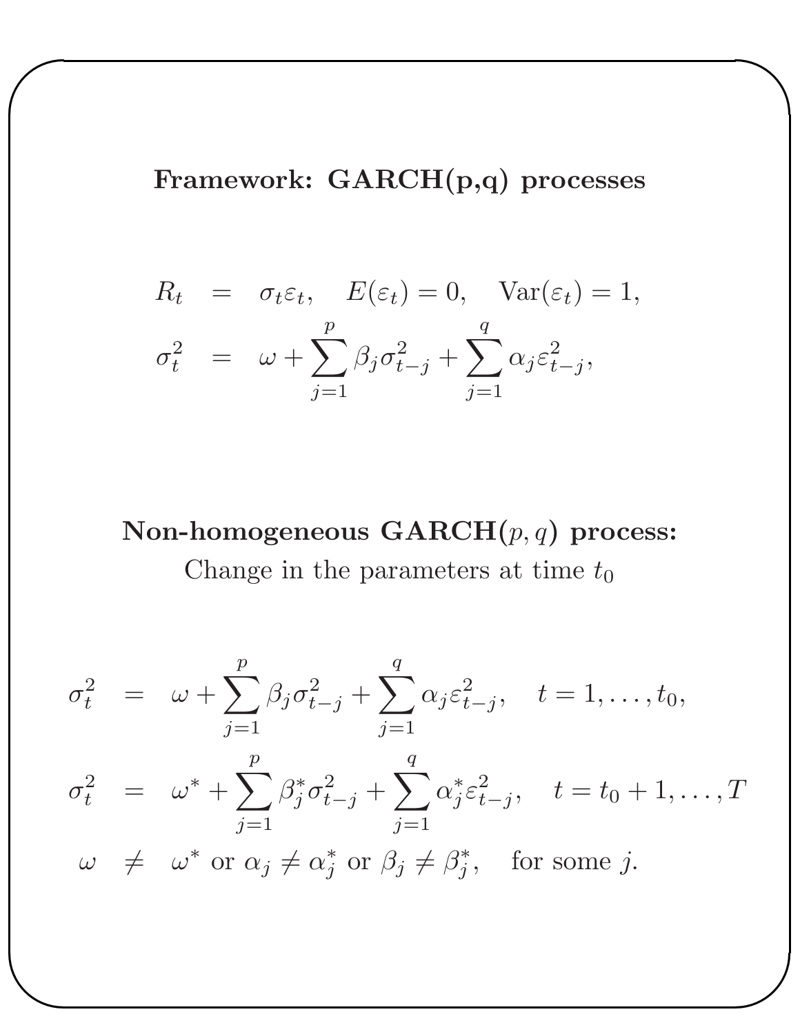## Framework: GARCH(p,q) processes

$$
\begin{aligned}
R_t &= \sigma_t \varepsilon_t, \quad E(\varepsilon_t) = 0, \quad \text{Var}(\varepsilon_t) = 1, \\
\sigma_t^2 &= \omega + \sum_{j=1}^{p} \beta_j \sigma_{t-j}^2 + \sum_{j=1}^{q} \alpha_j \varepsilon_{t-j}^2,
\end{aligned}
$$

## Non-homogeneous GARCH($p, q$) process:

Change in the parameters at time $t_0$

$$
\begin{aligned}
\sigma_t^2 &= \omega + \sum_{j=1}^{p} \beta_j \sigma_{t-j}^2 + \sum_{j=1}^{q} \alpha_j \varepsilon_{t-j}^2, \quad t = 1, \ldots, t_0, \\
\sigma_t^2 &= \omega^* + \sum_{j=1}^{p} \beta_j^* \sigma_{t-j}^2 + \sum_{j=1}^{q} \alpha_j^* \varepsilon_{t-j}^2, \quad t = t_0 + 1, \ldots, T \\
\omega &\neq \omega^* \text{ or } \alpha_j \neq \alpha_j^* \text{ or } \beta_j \neq \beta_j^*, \quad \text{for some } j.
\end{aligned}
$$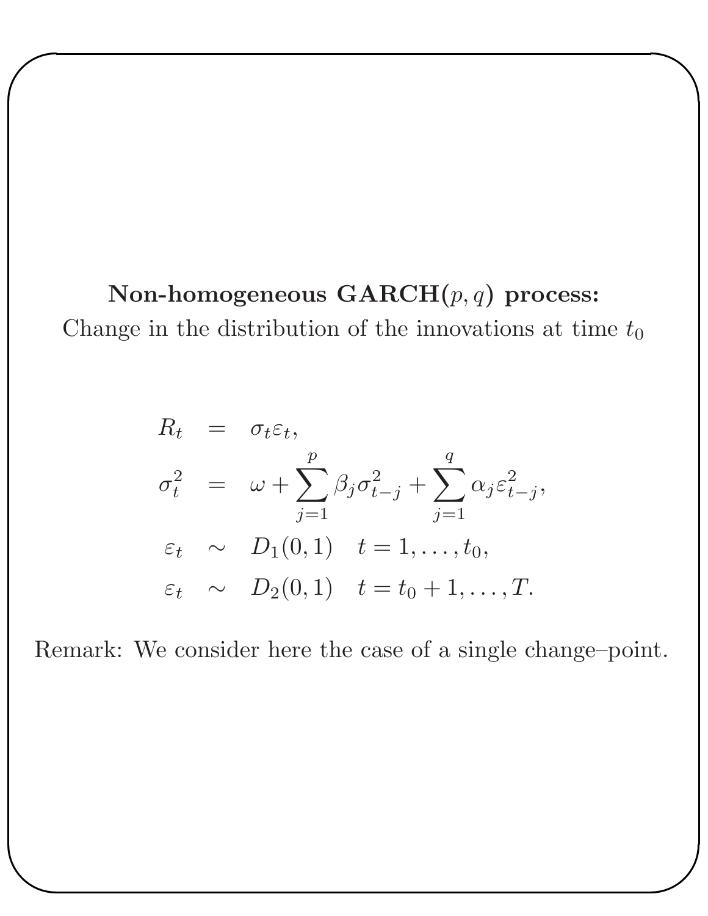**Non-homogeneous GARCH($p,q$) process:**

Change in the distribution of the innovations at time $t_0$

$$
\begin{aligned}
R_t &= \sigma_t \varepsilon_t, \\
\sigma_t^2 &= \omega + \sum_{j=1}^{p} \beta_j \sigma_{t-j}^2 + \sum_{j=1}^{q} \alpha_j \varepsilon_{t-j}^2, \\
\varepsilon_t &\sim D_1(0,1) \quad t = 1, \ldots, t_0, \\
\varepsilon_t &\sim D_2(0,1) \quad t = t_0 + 1, \ldots, T.
\end{aligned}
$$

Remark: We consider here the case of a single change–point.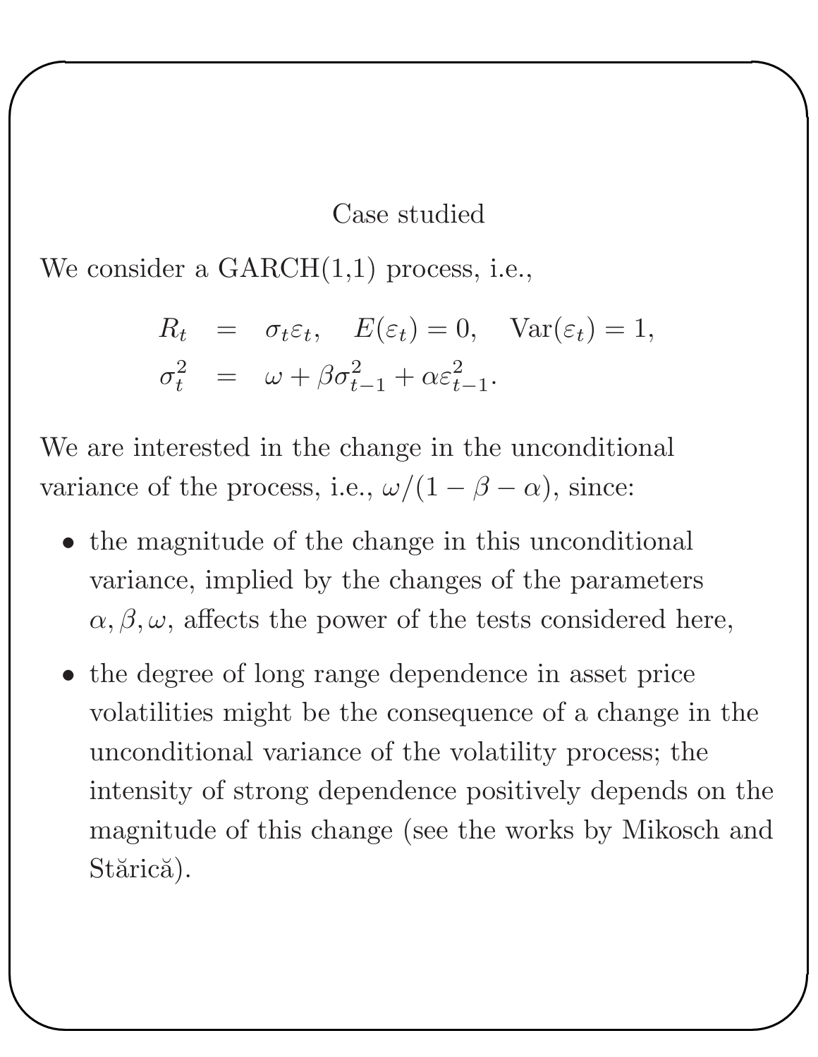## Case studied

We consider a GARCH(1,1) process, i.e.,

$$
\begin{aligned}
R_t &= \sigma_t \varepsilon_t, \quad E(\varepsilon_t) = 0, \quad \mathrm{Var}(\varepsilon_t) = 1, \\
\sigma_t^2 &= \omega + \beta \sigma_{t-1}^2 + \alpha \varepsilon_{t-1}^2.
\end{aligned}
$$

We are interested in the change in the unconditional variance of the process, i.e., $\omega/(1 - \beta - \alpha)$, since:

- the magnitude of the change in this unconditional variance, implied by the changes of the parameters $\alpha, \beta, \omega$, affects the power of the tests considered here,
- the degree of long range dependence in asset price volatilities might be the consequence of a change in the unconditional variance of the volatility process; the intensity of strong dependence positively depends on the magnitude of this change (see the works by Mikosch and Stărică).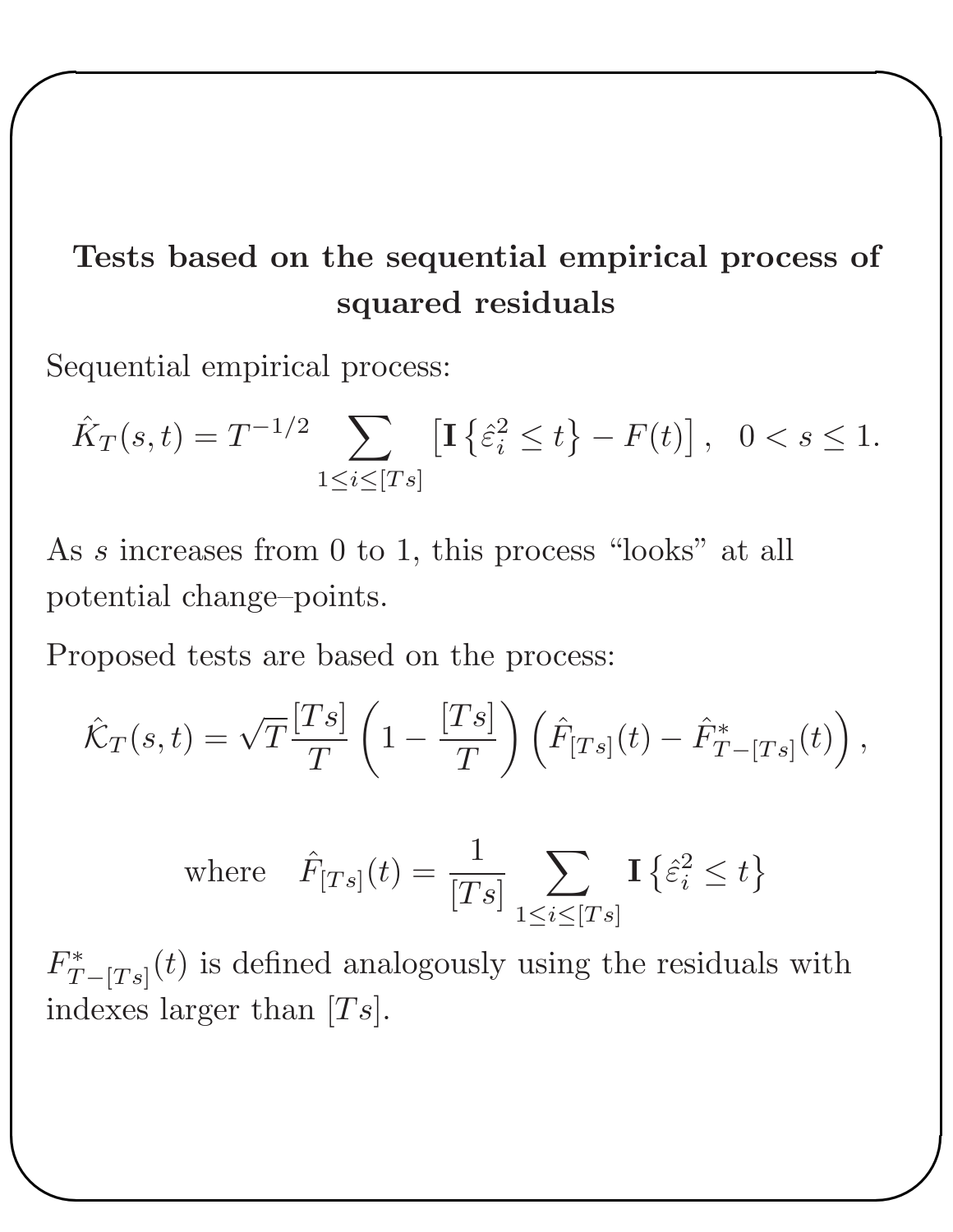## Tests based on the sequential empirical process of squared residuals

Sequential empirical process:

$$\hat{K}_T(s,t) = T^{-1/2} \sum_{1 \le i \le [Ts]} \left[ \mathbf{I}\left\{ \hat{\varepsilon}_i^2 \le t \right\} - F(t) \right], \quad 0 < s \le 1.$$

As $s$ increases from 0 to 1, this process "looks" at all potential change–points.

Proposed tests are based on the process:

$$\hat{\mathcal{K}}_T(s,t) = \sqrt{T} \frac{[Ts]}{T} \left( 1 - \frac{[Ts]}{T} \right) \left( \hat{F}_{[Ts]}(t) - \hat{F}^*_{T-[Ts]}(t) \right),$$

$$\text{where} \quad \hat{F}_{[Ts]}(t) = \frac{1}{[Ts]} \sum_{1 \le i \le [Ts]} \mathbf{I}\left\{ \hat{\varepsilon}_i^2 \le t \right\}$$

$F^*_{T-[Ts]}(t)$ is defined analogously using the residuals with indexes larger than $[Ts]$.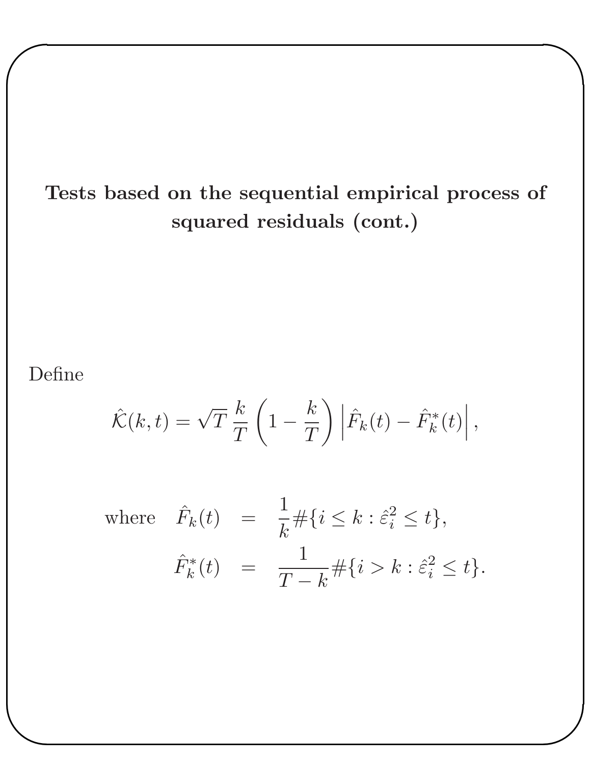## Tests based on the sequential empirical process of squared residuals (cont.)

Define

$$\hat{\mathcal{K}}(k,t) = \sqrt{T}\,\frac{k}{T}\left(1-\frac{k}{T}\right)\left|\hat{F}_k(t) - \hat{F}_k^*(t)\right|,$$

$$\begin{aligned}
\text{where} \quad \hat{F}_k(t) &= \frac{1}{k}\#\{i \le k : \hat{\varepsilon}_i^2 \le t\}, \\
\hat{F}_k^*(t) &= \frac{1}{T-k}\#\{i > k : \hat{\varepsilon}_i^2 \le t\}.
\end{aligned}$$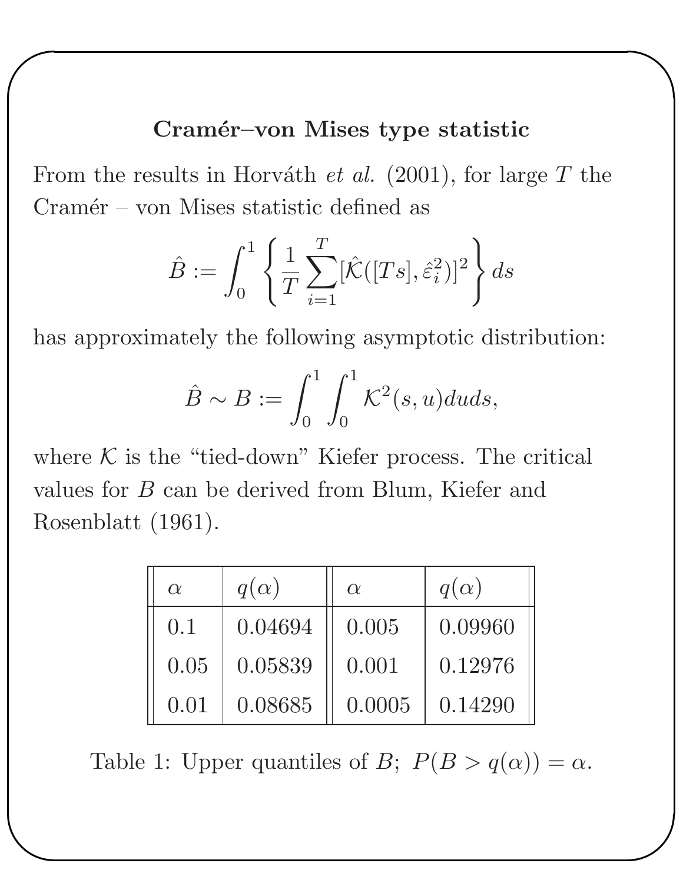## Cramér–von Mises type statistic

From the results in Horváth *et al.* (2001), for large $T$ the Cramér – von Mises statistic defined as

$$\hat{B} := \int_0^1 \left\{ \frac{1}{T} \sum_{i=1}^{T} [\hat{\mathcal{K}}([Ts], \hat{\varepsilon}_i^2)]^2 \right\} ds$$

has approximately the following asymptotic distribution:

$$\hat{B} \sim B := \int_0^1 \int_0^1 \mathcal{K}^2(s, u) du ds,$$

where $\mathcal{K}$ is the "tied-down" Kiefer process. The critical values for $B$ can be derived from Blum, Kiefer and Rosenblatt (1961).

| $\alpha$ | $q(\alpha)$ | $\alpha$ | $q(\alpha)$ |
|---|---|---|---|
| 0.1 | 0.04694 | 0.005 | 0.09960 |
| 0.05 | 0.05839 | 0.001 | 0.12976 |
| 0.01 | 0.08685 | 0.0005 | 0.14290 |

Table 1: Upper quantiles of $B$; $P(B > q(\alpha)) = \alpha$.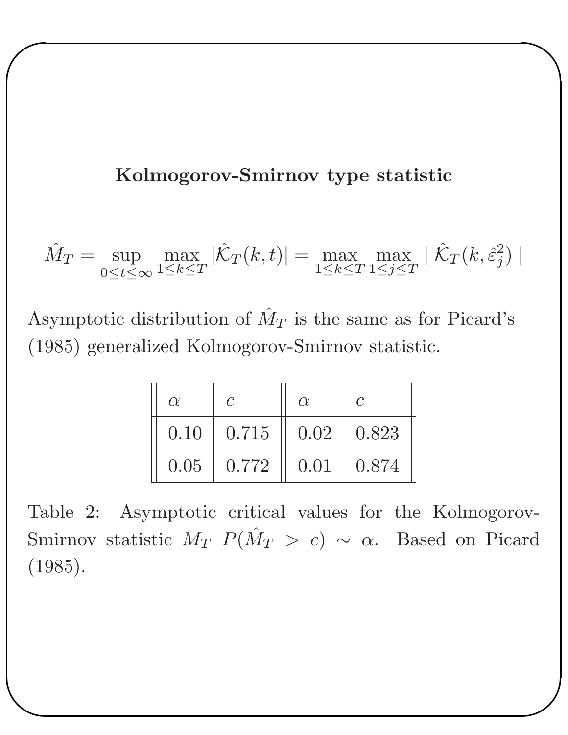### Kolmogorov-Smirnov type statistic

$$\hat{M}_T = \sup_{0 \le t \le \infty} \max_{1 \le k \le T} |\hat{\mathcal{K}}_T(k,t)| = \max_{1 \le k \le T} \max_{1 \le j \le T} | \hat{\mathcal{K}}_T(k, \hat{\varepsilon}_j^2) |$$

Asymptotic distribution of $\hat{M}_T$ is the same as for Picard's (1985) generalized Kolmogorov-Smirnov statistic.

| $\alpha$ | $c$ | $\alpha$ | $c$ |
|---|---|---|---|
| 0.10 | 0.715 | 0.02 | 0.823 |
| 0.05 | 0.772 | 0.01 | 0.874 |

Table 2: Asymptotic critical values for the Kolmogorov-Smirnov statistic $M_T$ $P(\hat{M}_T > c) \sim \alpha$. Based on Picard (1985).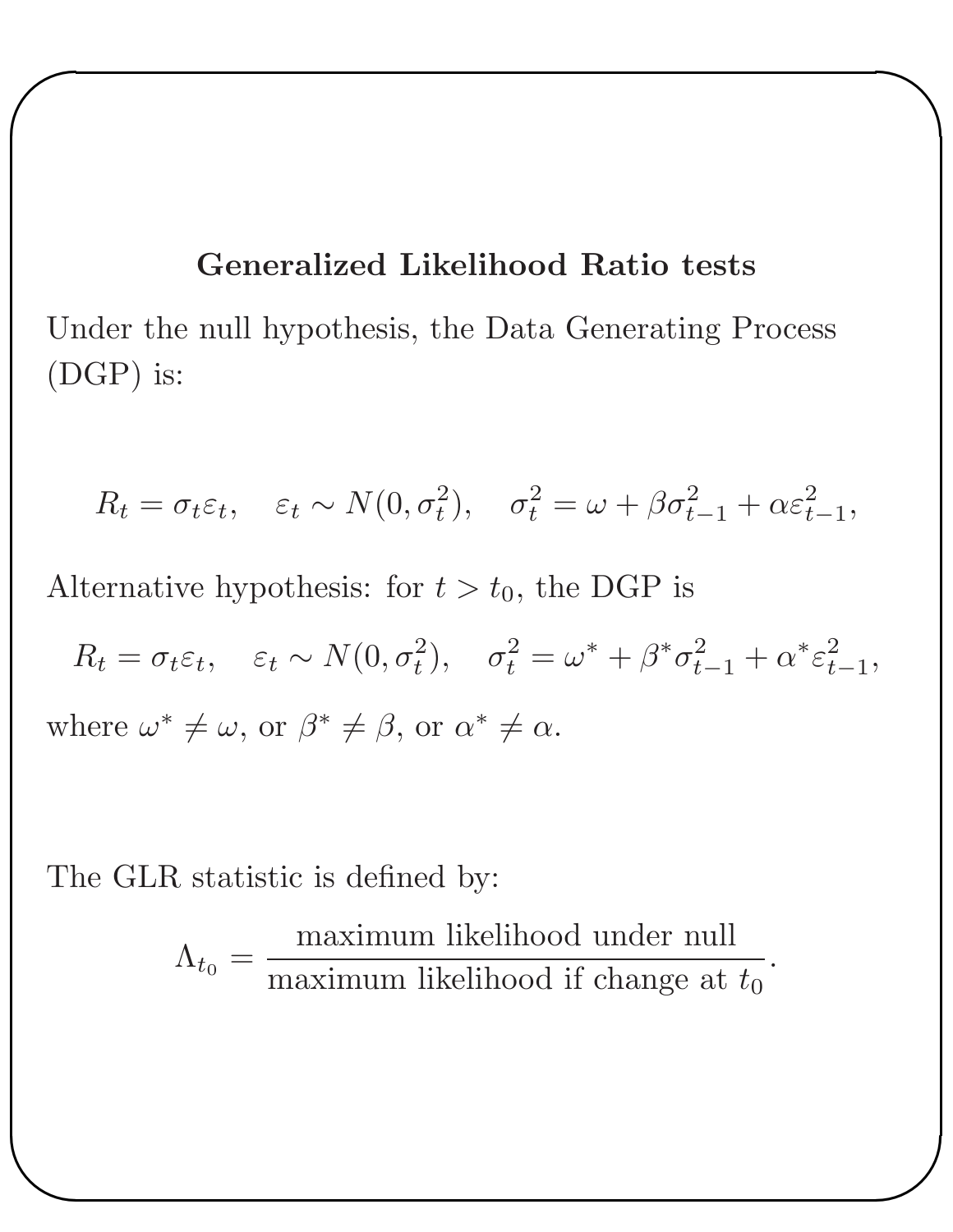## Generalized Likelihood Ratio tests

Under the null hypothesis, the Data Generating Process (DGP) is:

$$R_t = \sigma_t \varepsilon_t, \quad \varepsilon_t \sim N(0, \sigma_t^2), \quad \sigma_t^2 = \omega + \beta \sigma_{t-1}^2 + \alpha \varepsilon_{t-1}^2,$$

Alternative hypothesis: for $t > t_0$, the DGP is

$$R_t = \sigma_t \varepsilon_t, \quad \varepsilon_t \sim N(0, \sigma_t^2), \quad \sigma_t^2 = \omega^* + \beta^* \sigma_{t-1}^2 + \alpha^* \varepsilon_{t-1}^2,$$

where $\omega^* \neq \omega$, or $\beta^* \neq \beta$, or $\alpha^* \neq \alpha$.

The GLR statistic is defined by:

$$\Lambda_{t_0} = \frac{\text{maximum likelihood under null}}{\text{maximum likelihood if change at } t_0}.$$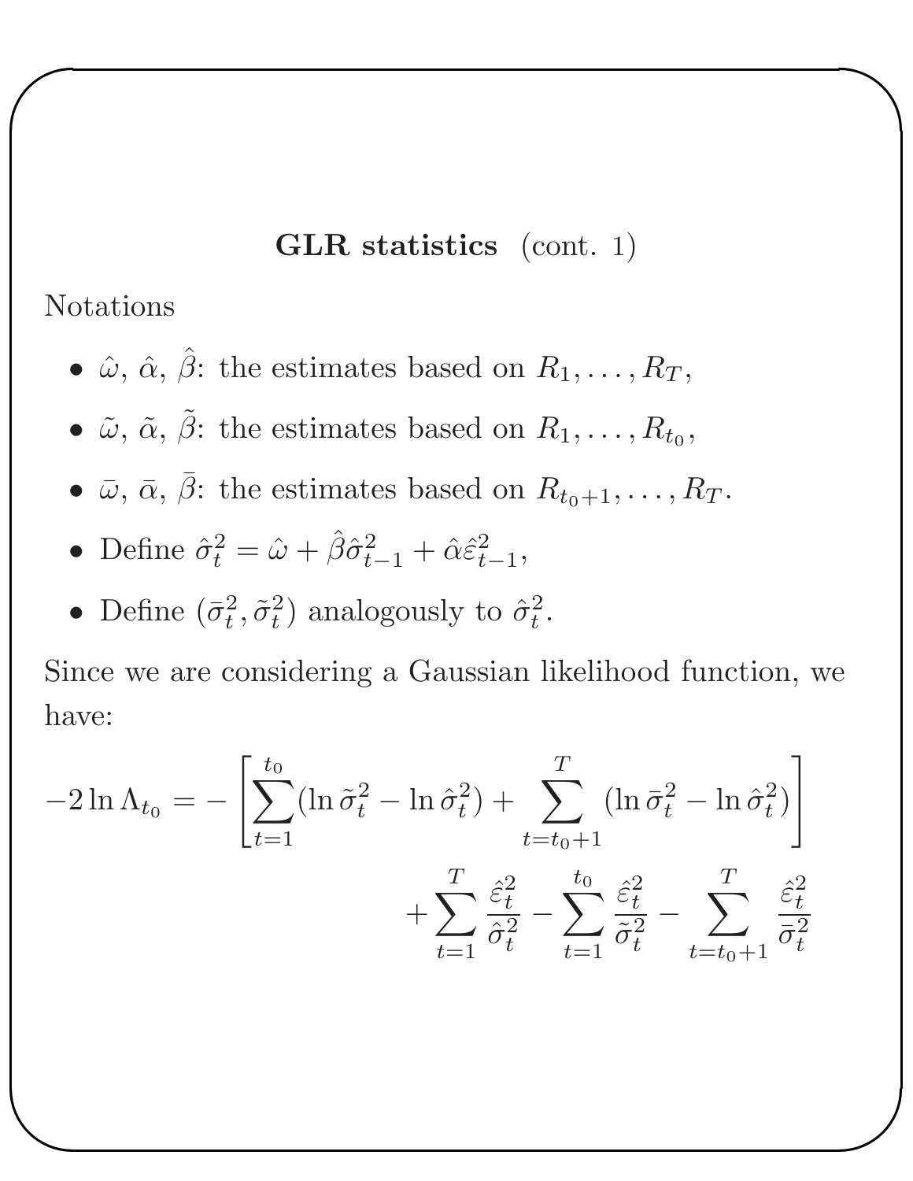## GLR statistics (cont. 1)

Notations

- $\hat{\omega}$, $\hat{\alpha}$, $\hat{\beta}$: the estimates based on $R_1, \ldots, R_T$,
- $\tilde{\omega}$, $\tilde{\alpha}$, $\tilde{\beta}$: the estimates based on $R_1, \ldots, R_{t_0}$,
- $\bar{\omega}$, $\bar{\alpha}$, $\bar{\beta}$: the estimates based on $R_{t_0+1}, \ldots, R_T$.
- Define $\hat{\sigma}_t^2 = \hat{\omega} + \hat{\beta}\hat{\sigma}_{t-1}^2 + \hat{\alpha}\hat{\varepsilon}_{t-1}^2$,
- Define $(\bar{\sigma}_t^2, \tilde{\sigma}_t^2)$ analogously to $\hat{\sigma}_t^2$.

Since we are considering a Gaussian likelihood function, we have:

$$
-2\ln\Lambda_{t_0} = -\left[\sum_{t=1}^{t_0}(\ln\tilde{\sigma}_t^2 - \ln\hat{\sigma}_t^2) + \sum_{t=t_0+1}^{T}(\ln\bar{\sigma}_t^2 - \ln\hat{\sigma}_t^2)\right] + \sum_{t=1}^{T}\frac{\hat{\varepsilon}_t^2}{\hat{\sigma}_t^2} - \sum_{t=1}^{t_0}\frac{\hat{\varepsilon}_t^2}{\tilde{\sigma}_t^2} - \sum_{t=t_0+1}^{T}\frac{\hat{\varepsilon}_t^2}{\bar{\sigma}_t^2}
$$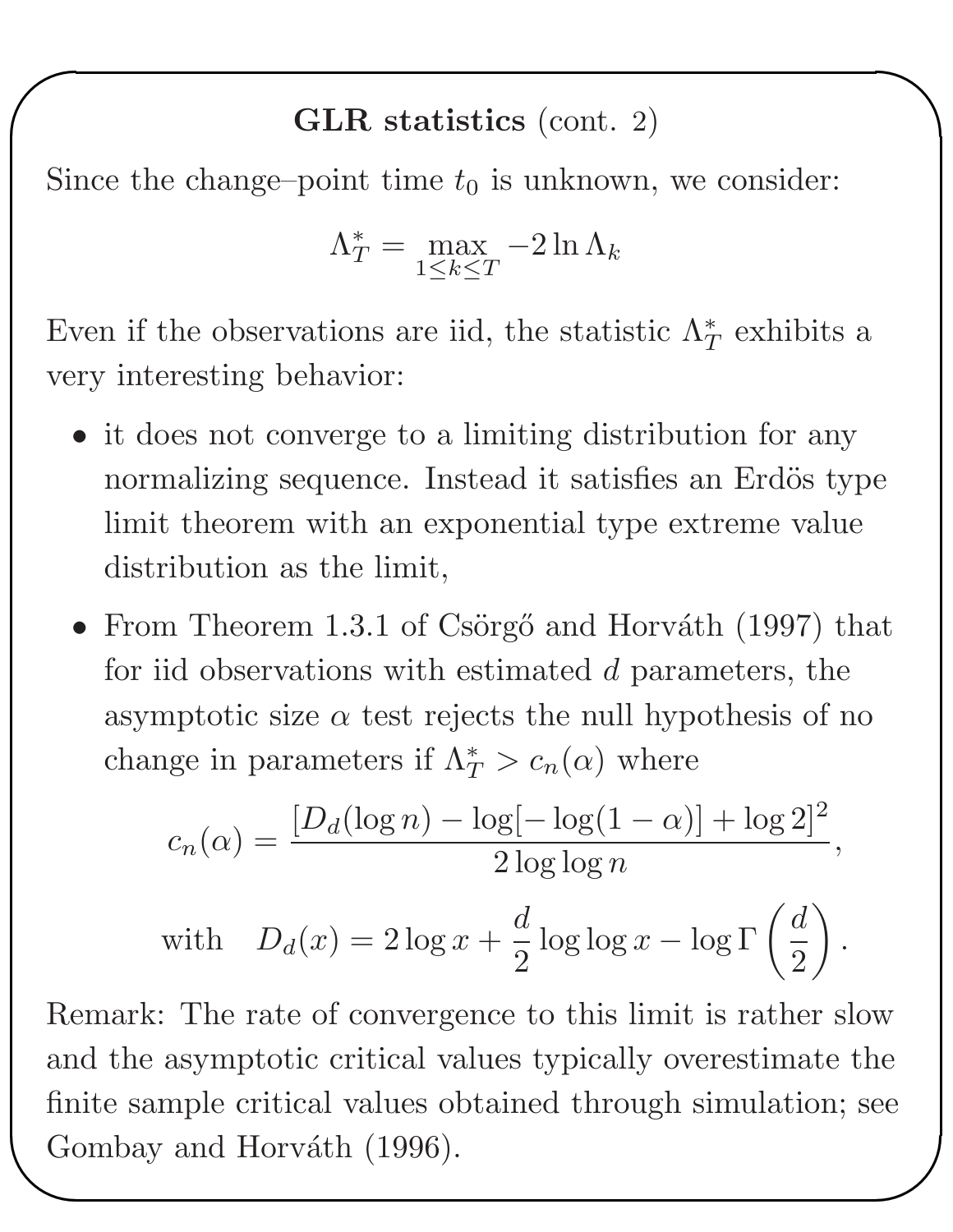## **GLR statistics** (cont. 2)

Since the change–point time $t_0$ is unknown, we consider:

$$\Lambda_T^* = \max_{1 \le k \le T} -2 \ln \Lambda_k$$

Even if the observations are iid, the statistic $\Lambda_T^*$ exhibits a very interesting behavior:

- it does not converge to a limiting distribution for any normalizing sequence. Instead it satisfies an Erdös type limit theorem with an exponential type extreme value distribution as the limit,
- From Theorem 1.3.1 of Csörgő and Horváth (1997) that for iid observations with estimated $d$ parameters, the asymptotic size $\alpha$ test rejects the null hypothesis of no change in parameters if $\Lambda_T^* > c_n(\alpha)$ where

$$c_n(\alpha) = \frac{[D_d(\log n) - \log[-\log(1-\alpha)] + \log 2]^2}{2 \log \log n},$$

$$\text{with} \quad D_d(x) = 2 \log x + \frac{d}{2} \log \log x - \log \Gamma\left(\frac{d}{2}\right).$$

Remark: The rate of convergence to this limit is rather slow and the asymptotic critical values typically overestimate the finite sample critical values obtained through simulation; see Gombay and Horváth (1996).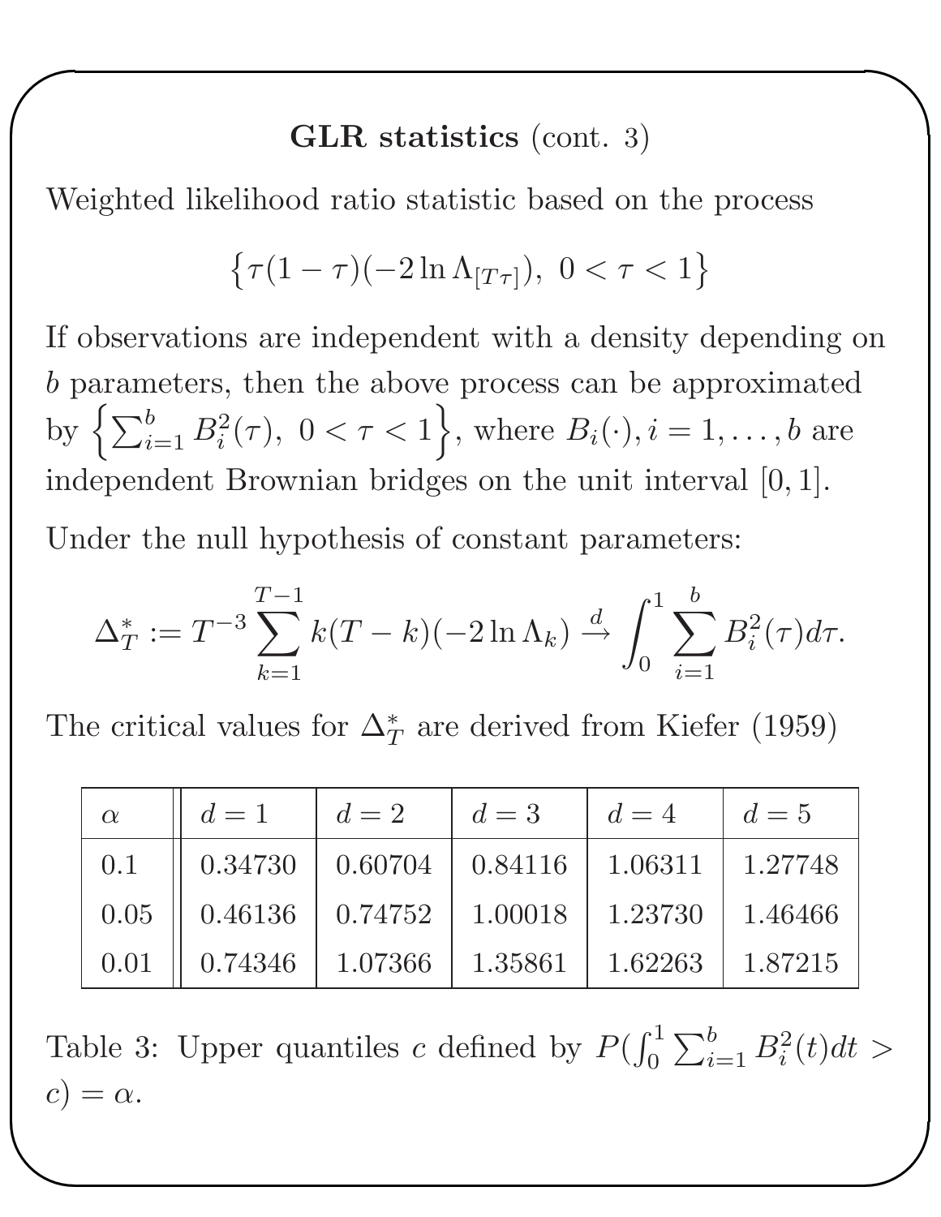## **GLR statistics** (cont. 3)

Weighted likelihood ratio statistic based on the process

$$\left\{\tau(1-\tau)(-2\ln\Lambda_{[T\tau]}),\ 0<\tau<1\right\}$$

If observations are independent with a density depending on $b$ parameters, then the above process can be approximated by $\left\{\sum_{i=1}^{b} B_i^2(\tau),\ 0<\tau<1\right\}$, where $B_i(\cdot), i=1,\ldots,b$ are independent Brownian bridges on the unit interval $[0,1]$.

Under the null hypothesis of constant parameters:

$$\Delta_T^* := T^{-3}\sum_{k=1}^{T-1} k(T-k)(-2\ln\Lambda_k) \xrightarrow{d} \int_0^1 \sum_{i=1}^{b} B_i^2(\tau)d\tau.$$

The critical values for $\Delta_T^*$ are derived from Kiefer (1959)

| $\alpha$ | $d=1$ | $d=2$ | $d=3$ | $d=4$ | $d=5$ |
|---|---|---|---|---|---|
| 0.1 | 0.34730 | 0.60704 | 0.84116 | 1.06311 | 1.27748 |
| 0.05 | 0.46136 | 0.74752 | 1.00018 | 1.23730 | 1.46466 |
| 0.01 | 0.74346 | 1.07366 | 1.35861 | 1.62263 | 1.87215 |

Table 3: Upper quantiles $c$ defined by $P(\int_0^1 \sum_{i=1}^{b} B_i^2(t)dt > c) = \alpha$.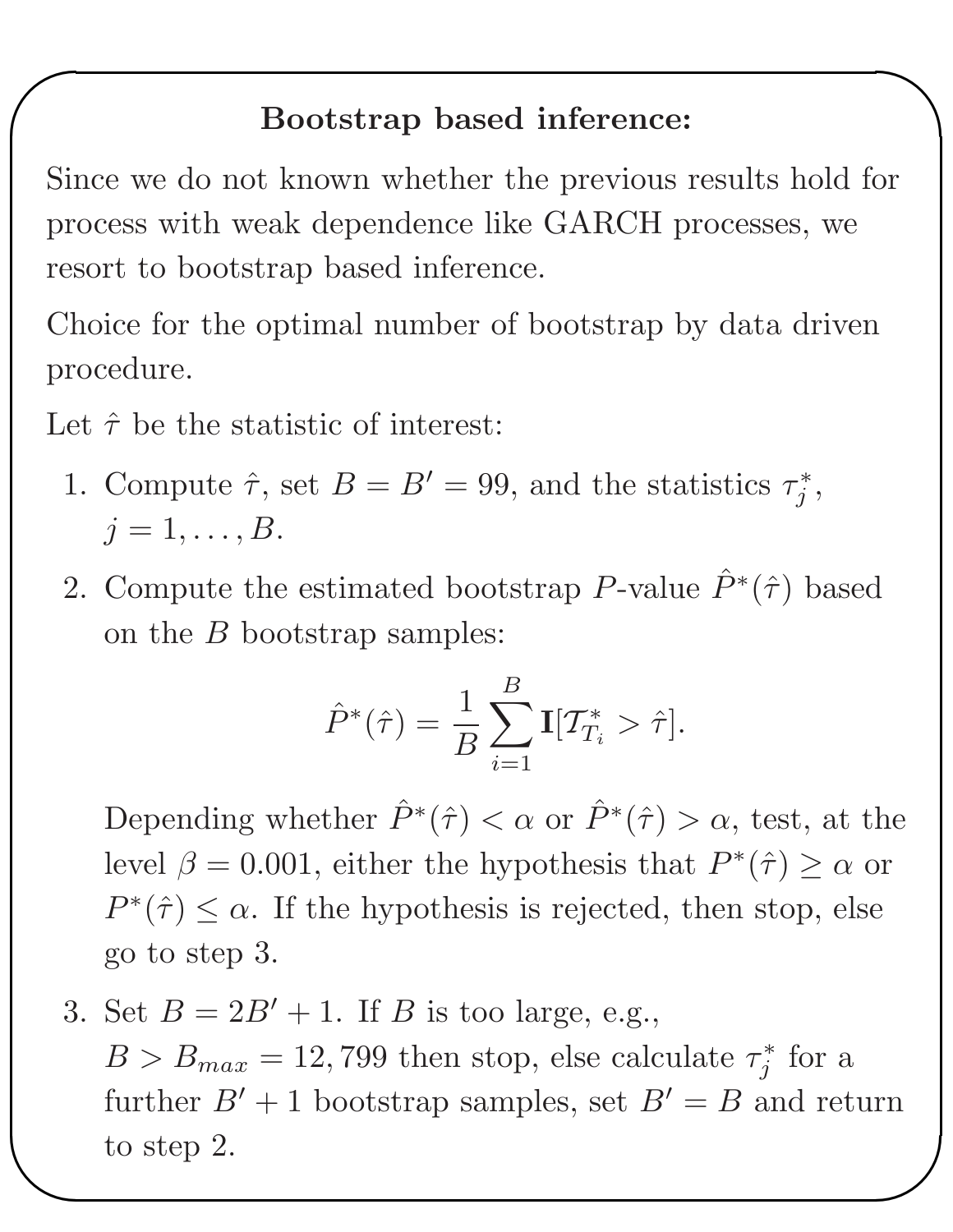## Bootstrap based inference:

Since we do not known whether the previous results hold for process with weak dependence like GARCH processes, we resort to bootstrap based inference.

Choice for the optimal number of bootstrap by data driven procedure.

Let $\hat{\tau}$ be the statistic of interest:

1. Compute $\hat{\tau}$, set $B = B' = 99$, and the statistics $\tau_j^*$, $j = 1, \ldots, B$.
2. Compute the estimated bootstrap $P$-value $\hat{P}^*(\hat{\tau})$ based on the $B$ bootstrap samples:
$$\hat{P}^*(\hat{\tau}) = \frac{1}{B} \sum_{i=1}^{B} \mathbf{I}[\mathcal{T}_{T_i}^* > \hat{\tau}].$$
Depending whether $\hat{P}^*(\hat{\tau}) < \alpha$ or $\hat{P}^*(\hat{\tau}) > \alpha$, test, at the level $\beta = 0.001$, either the hypothesis that $P^*(\hat{\tau}) \geq \alpha$ or $P^*(\hat{\tau}) \leq \alpha$. If the hypothesis is rejected, then stop, else go to step 3.
3. Set $B = 2B' + 1$. If $B$ is too large, e.g., $B > B_{max} = 12,799$ then stop, else calculate $\tau_j^*$ for a further $B' + 1$ bootstrap samples, set $B' = B$ and return to step 2.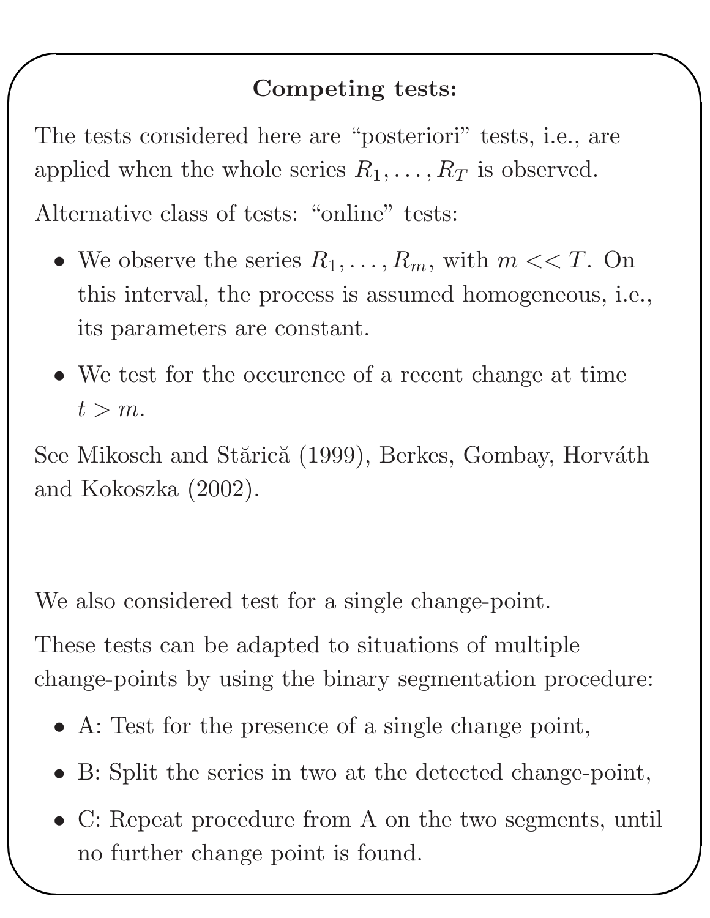## Competing tests:

The tests considered here are “posteriori” tests, i.e., are applied when the whole series $R_1, \ldots, R_T$ is observed.

Alternative class of tests: “online” tests:

- We observe the series $R_1, \ldots, R_m$, with $m << T$. On this interval, the process is assumed homogeneous, i.e., its parameters are constant.
- We test for the occurence of a recent change at time $t > m$.

See Mikosch and Stărică (1999), Berkes, Gombay, Horváth and Kokoszka (2002).

We also considered test for a single change-point.

These tests can be adapted to situations of multiple change-points by using the binary segmentation procedure:

- A: Test for the presence of a single change point,
- B: Split the series in two at the detected change-point,
- C: Repeat procedure from A on the two segments, until no further change point is found.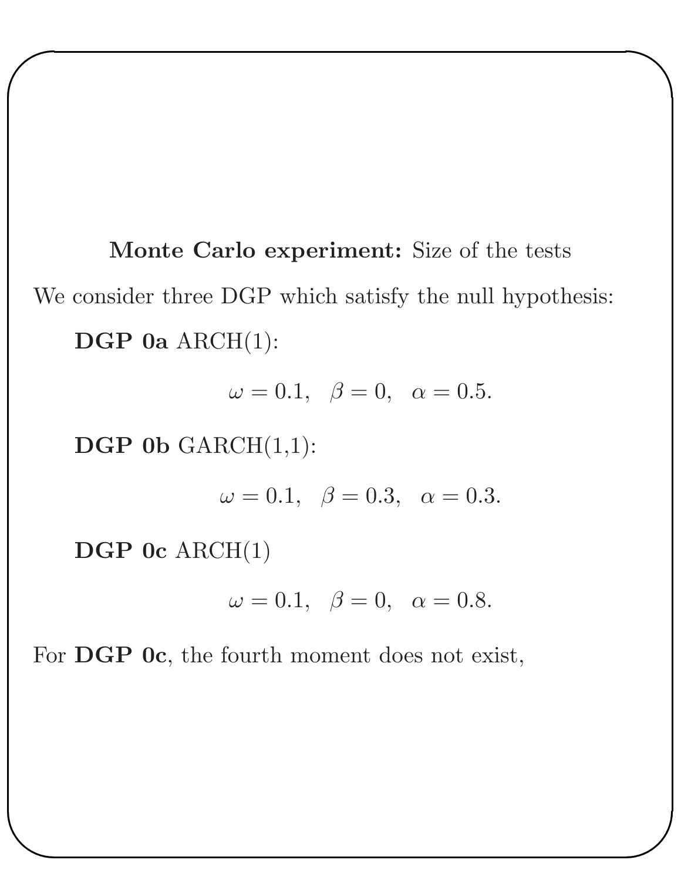**Monte Carlo experiment:** Size of the tests

We consider three DGP which satisfy the null hypothesis:

**DGP 0a** ARCH(1):

$$\omega = 0.1, \quad \beta = 0, \quad \alpha = 0.5.$$

**DGP 0b** GARCH(1,1):

$$\omega = 0.1, \quad \beta = 0.3, \quad \alpha = 0.3.$$

**DGP 0c** ARCH(1)

$$\omega = 0.1, \quad \beta = 0, \quad \alpha = 0.8.$$

For **DGP 0c**, the fourth moment does not exist,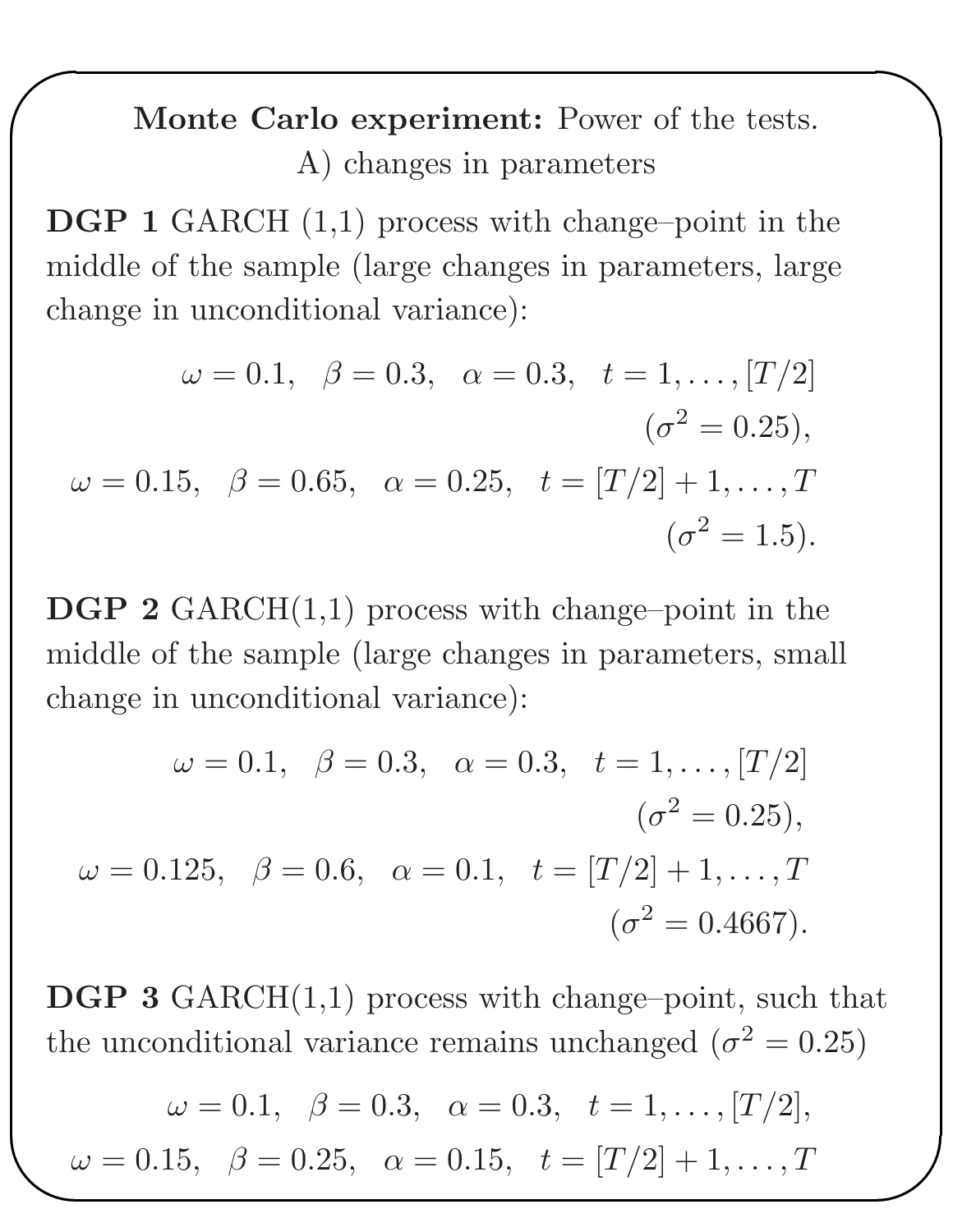**Monte Carlo experiment:** Power of the tests.

A) changes in parameters

**DGP 1** GARCH (1,1) process with change–point in the middle of the sample (large changes in parameters, large change in unconditional variance):

$$\omega = 0.1, \quad \beta = 0.3, \quad \alpha = 0.3, \quad t = 1, \ldots, [T/2] \quad (\sigma^2 = 0.25),$$

$$\omega = 0.15, \quad \beta = 0.65, \quad \alpha = 0.25, \quad t = [T/2] + 1, \ldots, T \quad (\sigma^2 = 1.5).$$

**DGP 2** GARCH(1,1) process with change–point in the middle of the sample (large changes in parameters, small change in unconditional variance):

$$\omega = 0.1, \quad \beta = 0.3, \quad \alpha = 0.3, \quad t = 1, \ldots, [T/2] \quad (\sigma^2 = 0.25),$$

$$\omega = 0.125, \quad \beta = 0.6, \quad \alpha = 0.1, \quad t = [T/2] + 1, \ldots, T \quad (\sigma^2 = 0.4667).$$

**DGP 3** GARCH(1,1) process with change–point, such that the unconditional variance remains unchanged ($\sigma^2 = 0.25$)

$$\omega = 0.1, \quad \beta = 0.3, \quad \alpha = 0.3, \quad t = 1, \ldots, [T/2],$$

$$\omega = 0.15, \quad \beta = 0.25, \quad \alpha = 0.15, \quad t = [T/2] + 1, \ldots, T$$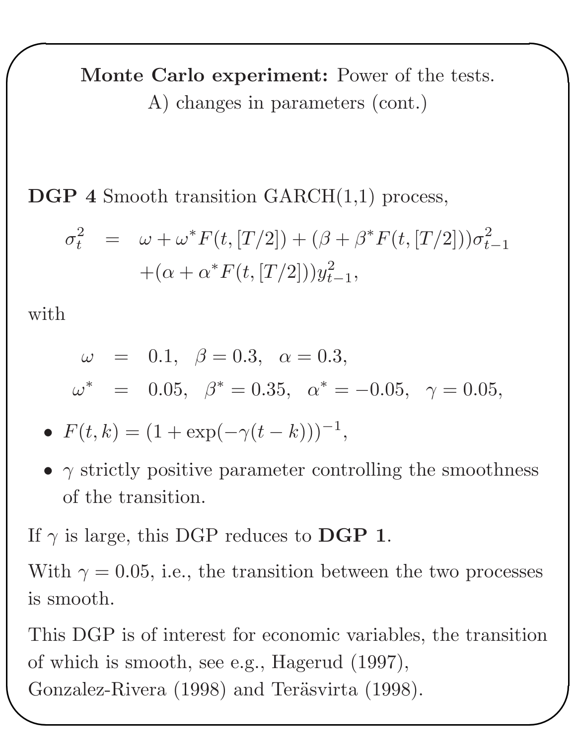**Monte Carlo experiment:** Power of the tests.

A) changes in parameters (cont.)

**DGP 4** Smooth transition GARCH(1,1) process,

$$
\begin{aligned}
\sigma_t^2 &= \omega + \omega^* F(t, [T/2]) + (\beta + \beta^* F(t, [T/2]))\sigma_{t-1}^2 \\
&\quad + (\alpha + \alpha^* F(t, [T/2]))y_{t-1}^2,
\end{aligned}
$$

with

$$
\begin{aligned}
\omega &= 0.1, \quad \beta = 0.3, \quad \alpha = 0.3, \\
\omega^* &= 0.05, \quad \beta^* = 0.35, \quad \alpha^* = -0.05, \quad \gamma = 0.05,
\end{aligned}
$$

- $F(t, k) = (1 + \exp(-\gamma(t - k)))^{-1}$,
- $\gamma$ strictly positive parameter controlling the smoothness of the transition.

If $\gamma$ is large, this DGP reduces to **DGP 1**.

With $\gamma = 0.05$, i.e., the transition between the two processes is smooth.

This DGP is of interest for economic variables, the transition of which is smooth, see e.g., Hagerud (1997), Gonzalez-Rivera (1998) and Teräsvirta (1998).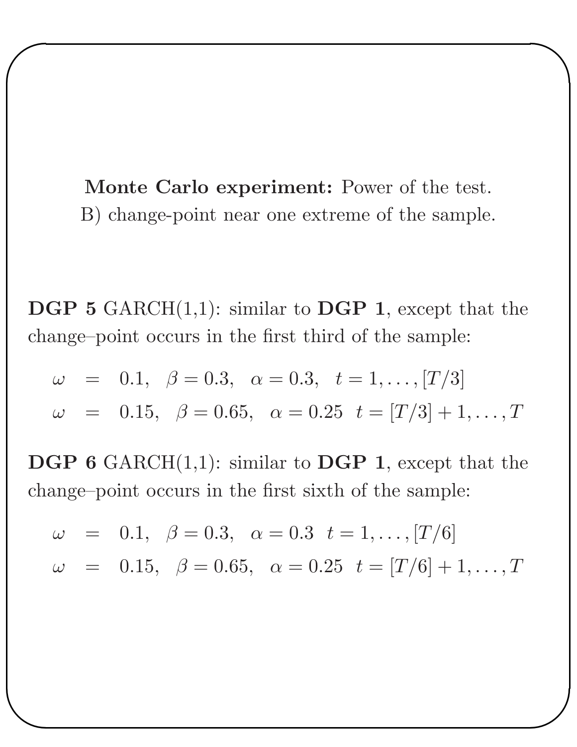**Monte Carlo experiment:** Power of the test.
B) change-point near one extreme of the sample.

**DGP 5** GARCH(1,1): similar to **DGP 1**, except that the change–point occurs in the first third of the sample:

$$
\begin{aligned}
\omega &= 0.1, \quad \beta = 0.3, \quad \alpha = 0.3, \quad t = 1, \ldots, [T/3] \\
\omega &= 0.15, \quad \beta = 0.65, \quad \alpha = 0.25 \quad t = [T/3] + 1, \ldots, T
\end{aligned}
$$

**DGP 6** GARCH(1,1): similar to **DGP 1**, except that the change–point occurs in the first sixth of the sample:

$$
\begin{aligned}
\omega &= 0.1, \quad \beta = 0.3, \quad \alpha = 0.3 \quad t = 1, \ldots, [T/6] \\
\omega &= 0.15, \quad \beta = 0.65, \quad \alpha = 0.25 \quad t = [T/6] + 1, \ldots, T
\end{aligned}
$$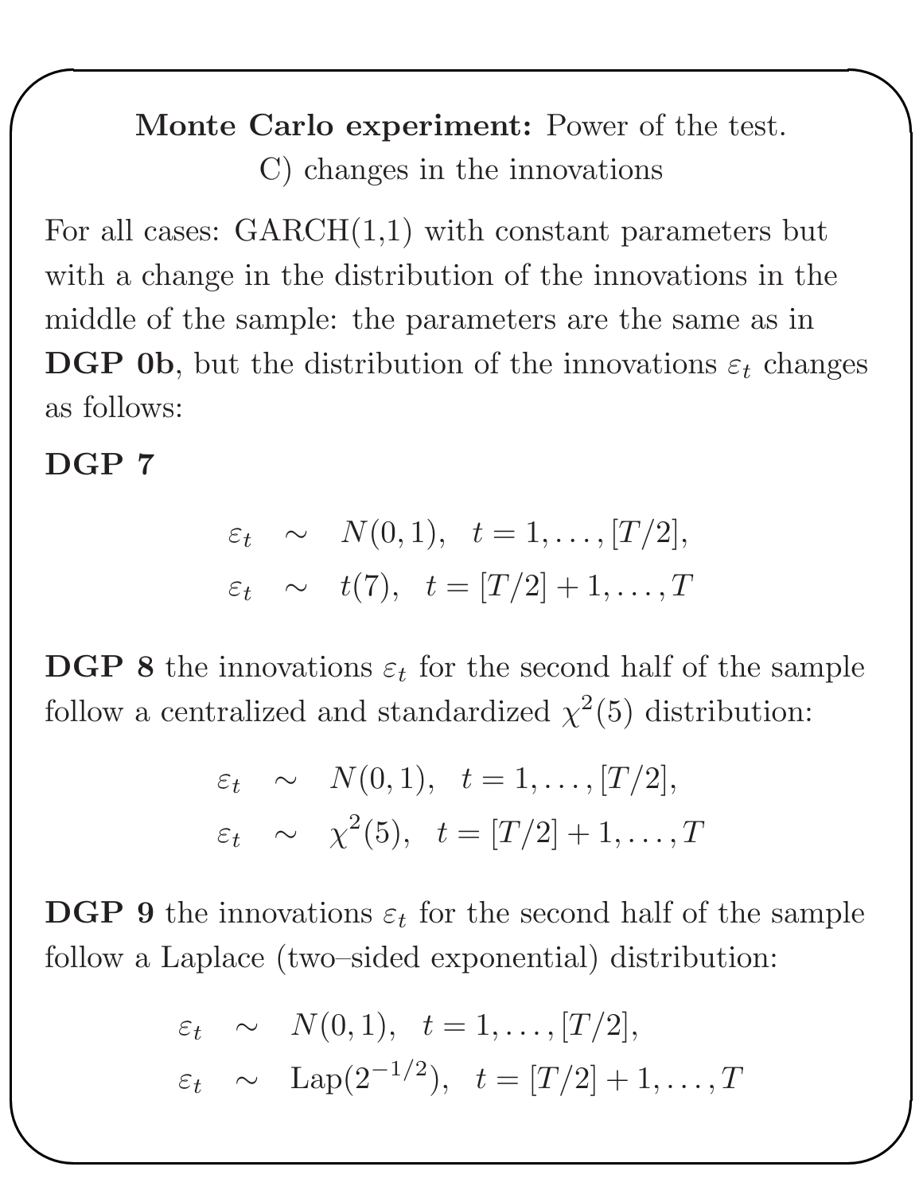**Monte Carlo experiment:** Power of the test.
C) changes in the innovations

For all cases: GARCH(1,1) with constant parameters but with a change in the distribution of the innovations in the middle of the sample: the parameters are the same as in **DGP 0b**, but the distribution of the innovations $\varepsilon_t$ changes as follows:

**DGP 7**

$$
\begin{aligned}
\varepsilon_t &\sim N(0,1), \quad t = 1, \ldots, [T/2], \\
\varepsilon_t &\sim t(7), \quad t = [T/2]+1, \ldots, T
\end{aligned}
$$

**DGP 8** the innovations $\varepsilon_t$ for the second half of the sample follow a centralized and standardized $\chi^2(5)$ distribution:

$$
\begin{aligned}
\varepsilon_t &\sim N(0,1), \quad t = 1, \ldots, [T/2], \\
\varepsilon_t &\sim \chi^2(5), \quad t = [T/2]+1, \ldots, T
\end{aligned}
$$

**DGP 9** the innovations $\varepsilon_t$ for the second half of the sample follow a Laplace (two–sided exponential) distribution:

$$
\begin{aligned}
\varepsilon_t &\sim N(0,1), \quad t = 1, \ldots, [T/2], \\
\varepsilon_t &\sim \text{Lap}(2^{-1/2}), \quad t = [T/2]+1, \ldots, T
\end{aligned}
$$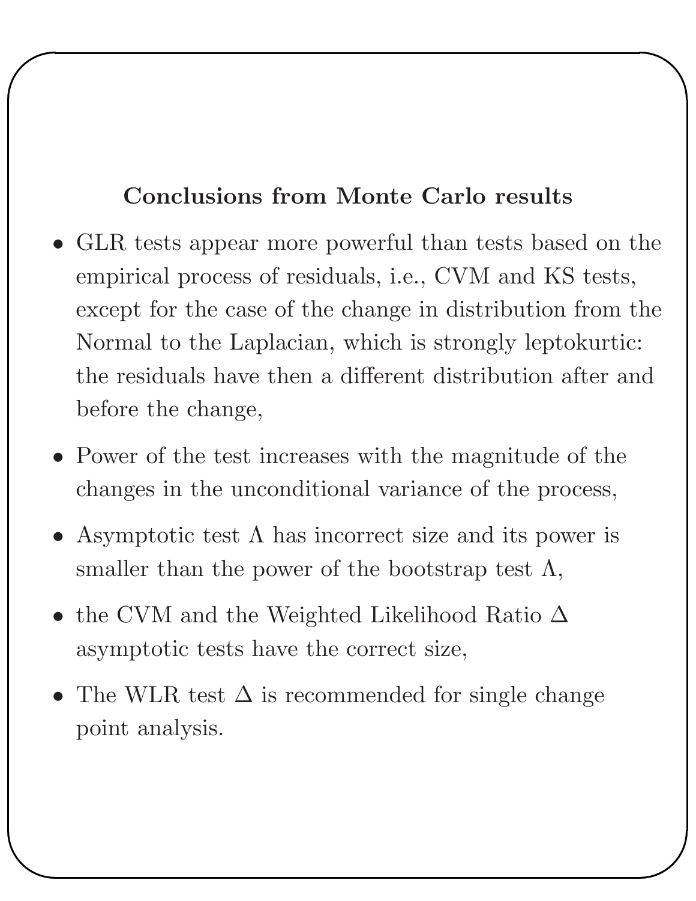## Conclusions from Monte Carlo results

- GLR tests appear more powerful than tests based on the empirical process of residuals, i.e., CVM and KS tests, except for the case of the change in distribution from the Normal to the Laplacian, which is strongly leptokurtic: the residuals have then a different distribution after and before the change,
- Power of the test increases with the magnitude of the changes in the unconditional variance of the process,
- Asymptotic test $\Lambda$ has incorrect size and its power is smaller than the power of the bootstrap test $\Lambda$,
- the CVM and the Weighted Likelihood Ratio $\Delta$ asymptotic tests have the correct size,
- The WLR test $\Delta$ is recommended for single change point analysis.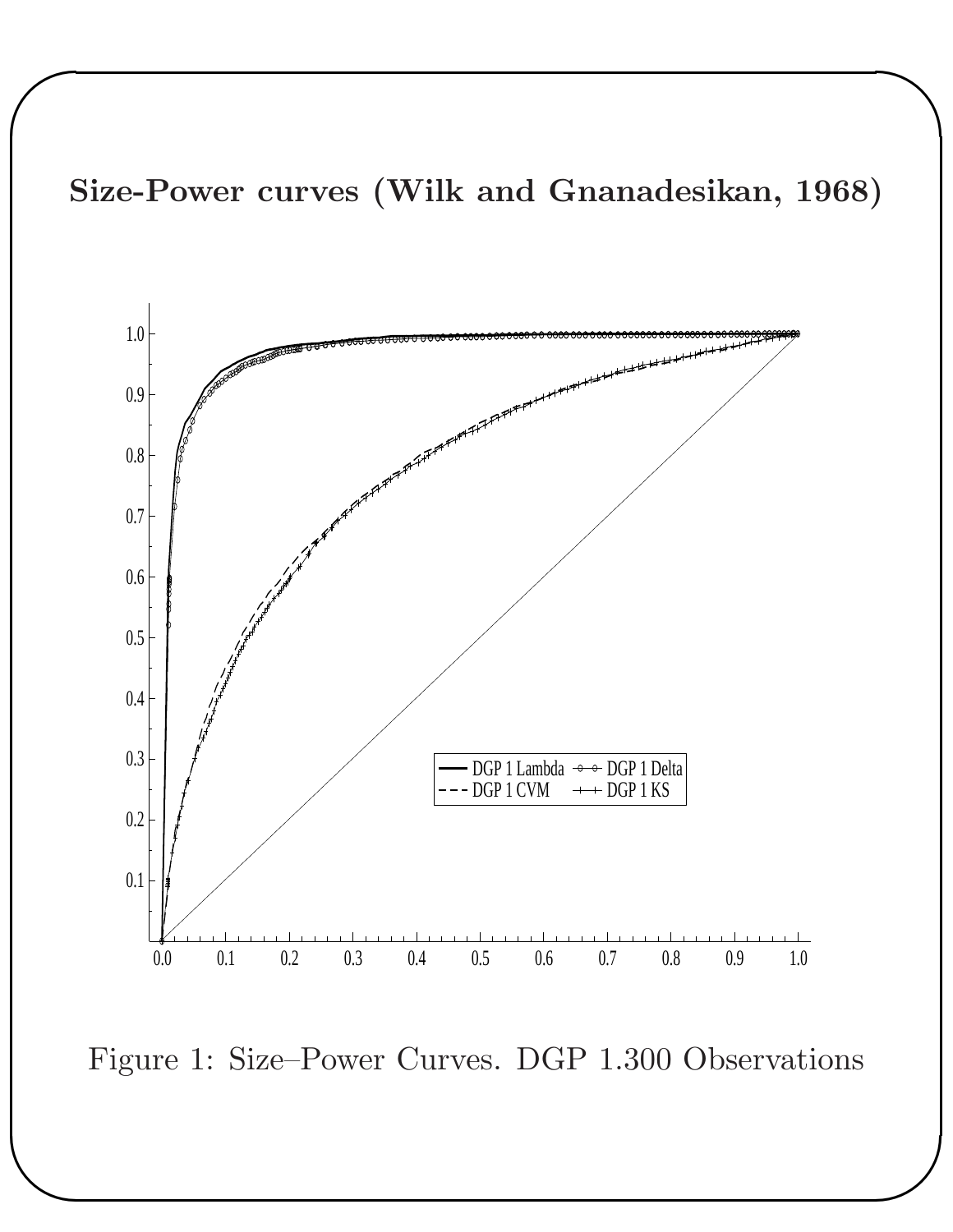## Size-Power curves (Wilk and Gnanadesikan, 1968)

1.0
0.9
0.8
0.7
0.6
0.5
0.4
0.3
0.2
0.1

0.0 0.1 0.2 0.3 0.4 0.5 0.6 0.7 0.8 0.9 1.0

DGP 1 Lambda
DGP 1 Delta
DGP 1 CVM
DGP 1 KS

Figure 1: Size–Power Curves. DGP 1.300 Observations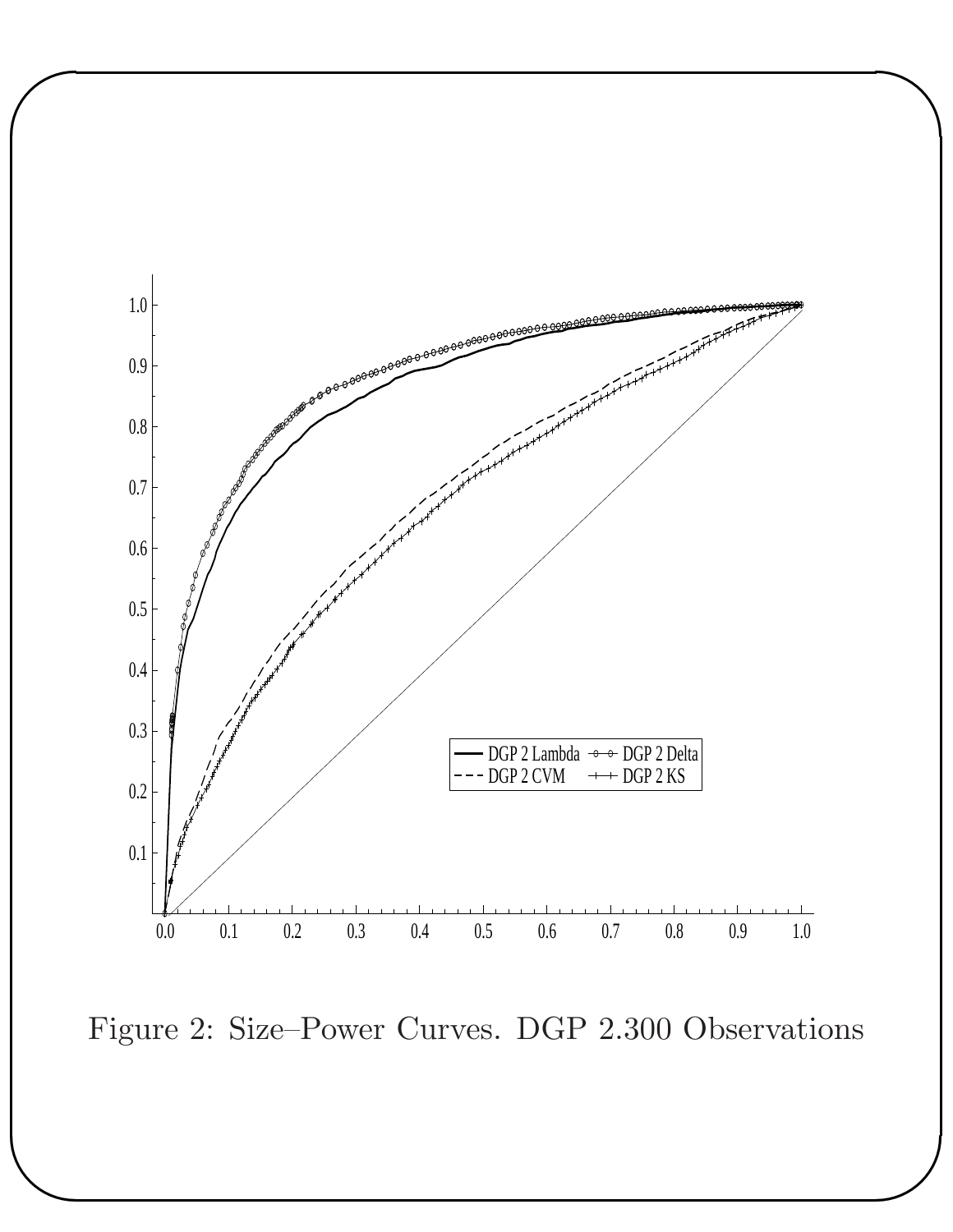1.0
0.9
0.8
0.7
0.6
0.5
0.4
0.3
0.2
0.1

0.0 0.1 0.2 0.3 0.4 0.5 0.6 0.7 0.8 0.9 1.0

DGP 2 Lambda
DGP 2 Delta
DGP 2 CVM
DGP 2 KS

Figure 2: Size–Power Curves. DGP 2.300 Observations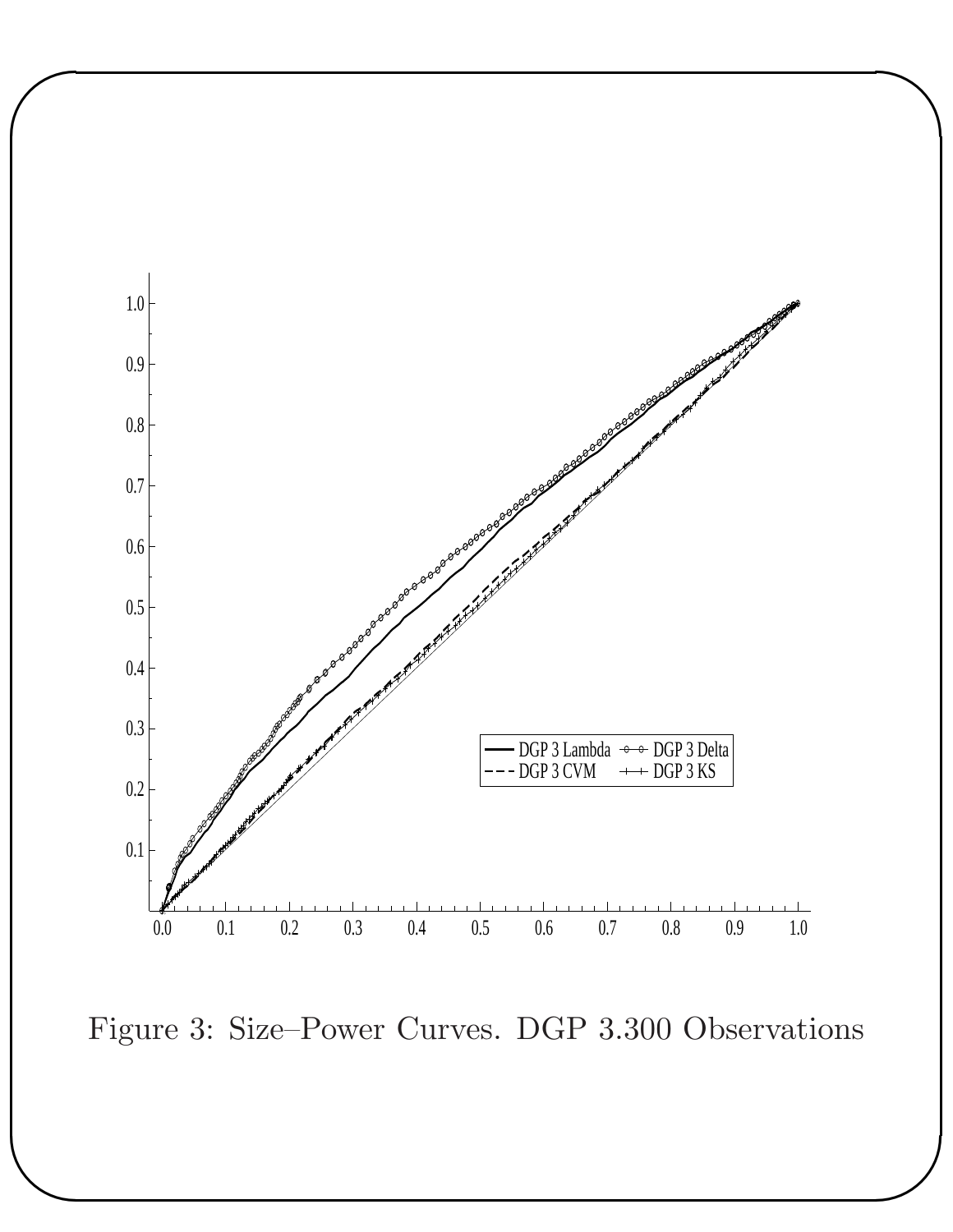1.0
0.9
0.8
0.7
0.6
0.5
0.4
0.3
0.2
0.1

0.0 0.1 0.2 0.3 0.4 0.5 0.6 0.7 0.8 0.9 1.0

DGP 3 Lambda
DGP 3 Delta
DGP 3 CVM
DGP 3 KS

Figure 3: Size–Power Curves. DGP 3.300 Observations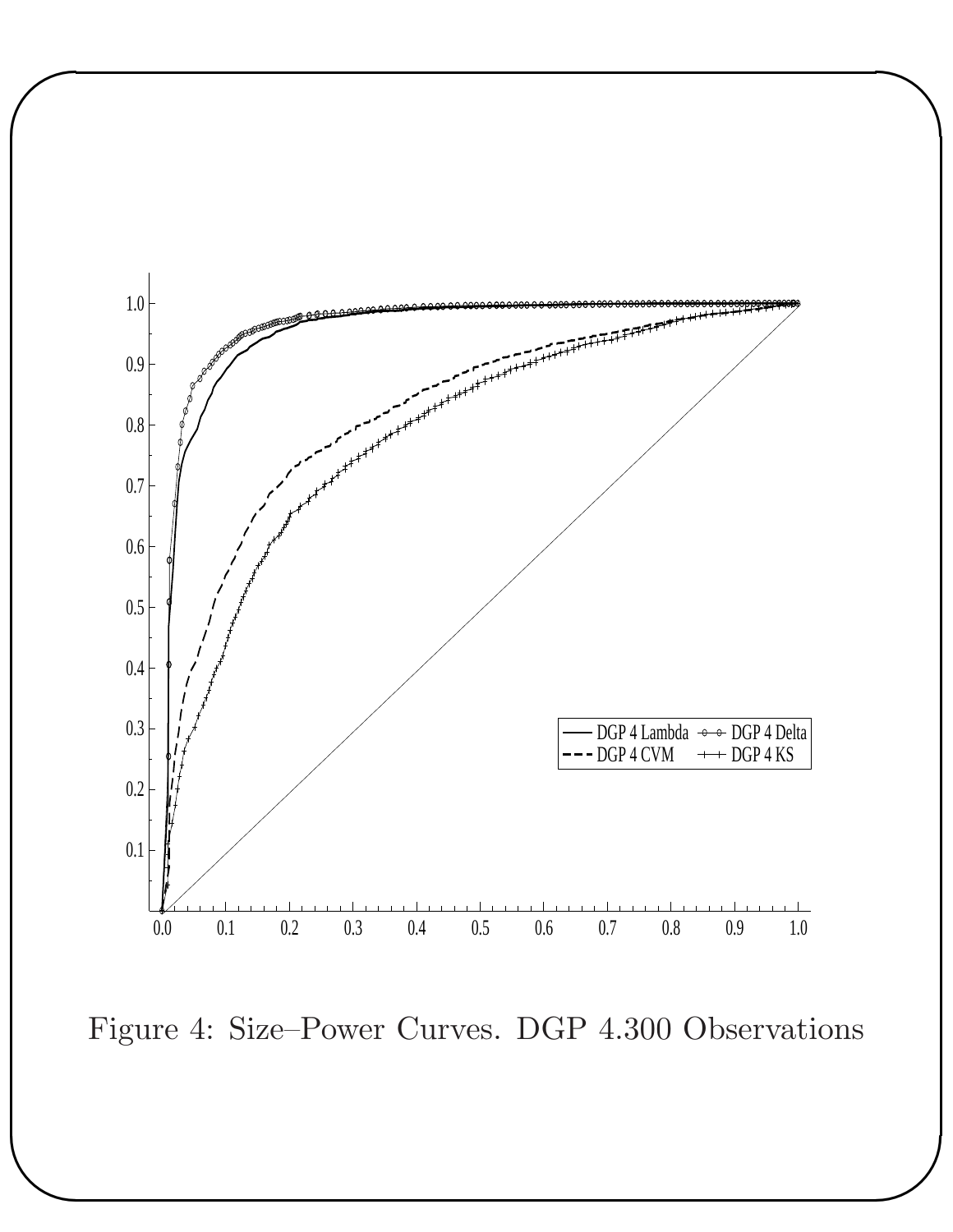1.0
0.9
0.8
0.7
0.6
0.5
0.4
0.3
0.2
0.1

0.0 0.1 0.2 0.3 0.4 0.5 0.6 0.7 0.8 0.9 1.0

DGP 4 Lambda
DGP 4 Delta
DGP 4 CVM
DGP 4 KS

Figure 4: Size–Power Curves. DGP 4.300 Observations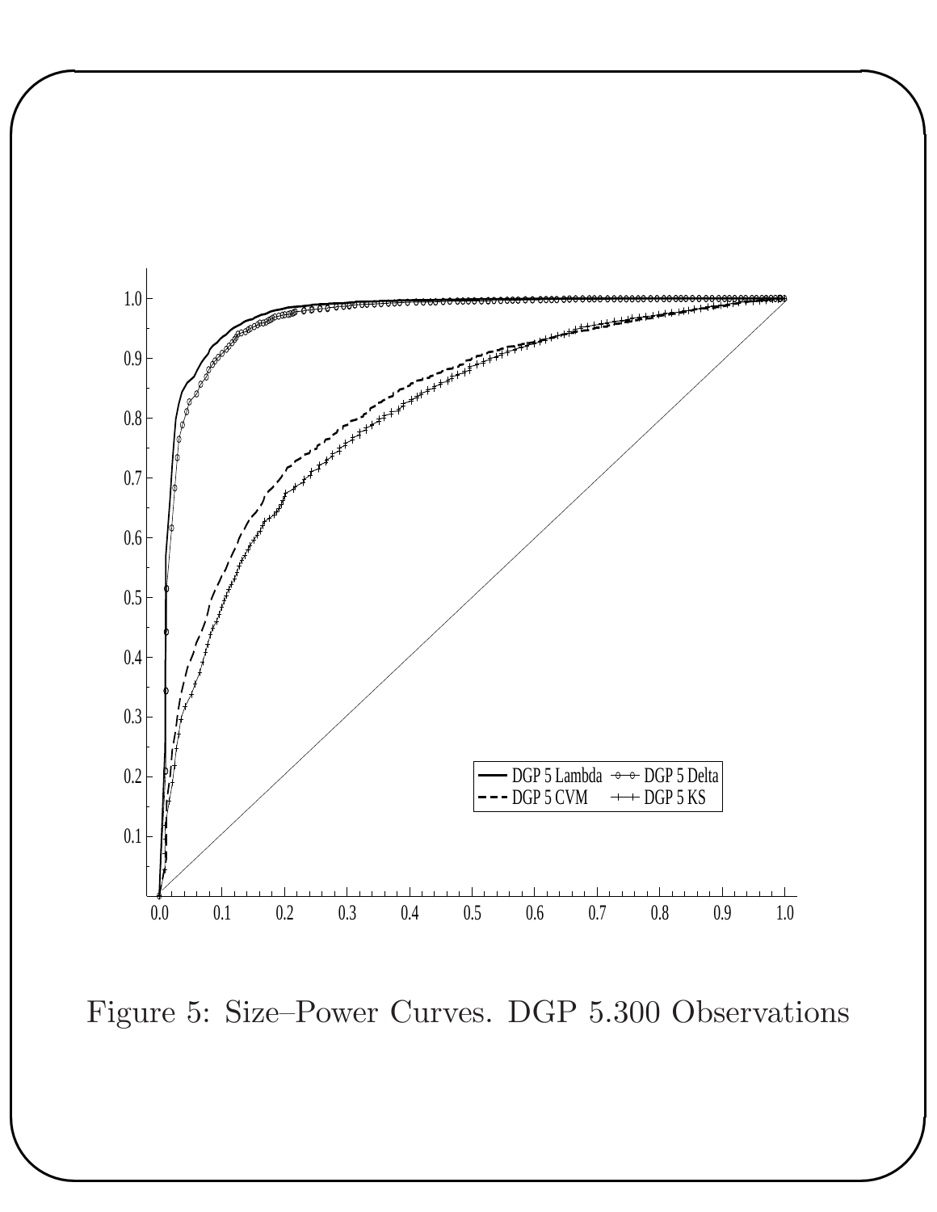1.0
0.9
0.8
0.7
0.6
0.5
0.4
0.3
0.2
0.1

0.0 0.1 0.2 0.3 0.4 0.5 0.6 0.7 0.8 0.9 1.0

DGP 5 Lambda
DGP 5 Delta
DGP 5 CVM
DGP 5 KS

Figure 5: Size–Power Curves. DGP 5.300 Observations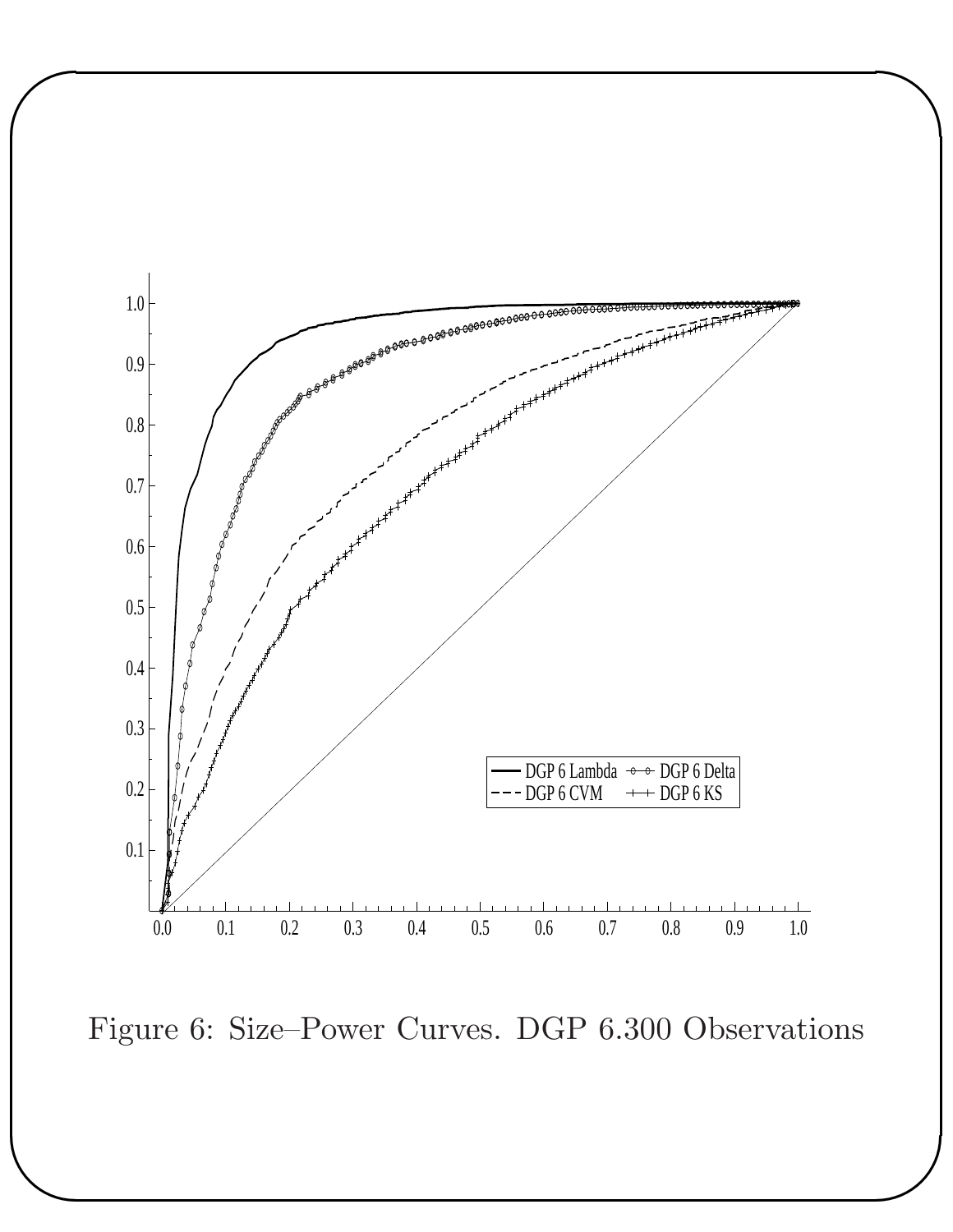1.0
0.9
0.8
0.7
0.6
0.5
0.4
0.3
0.2
0.1

0.0 0.1 0.2 0.3 0.4 0.5 0.6 0.7 0.8 0.9 1.0

DGP 6 Lambda
DGP 6 Delta
DGP 6 CVM
DGP 6 KS

Figure 6: Size–Power Curves. DGP 6.300 Observations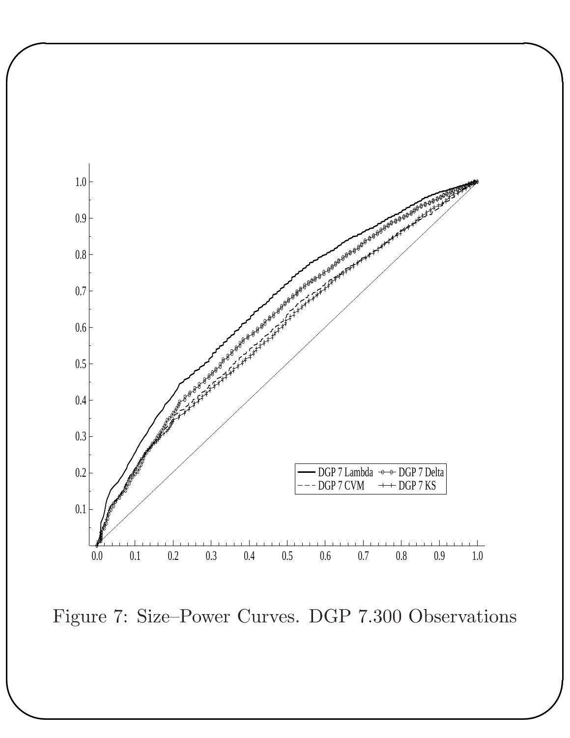1.0
0.9
0.8
0.7
0.6
0.5
0.4
0.3
0.2
0.1

0.0 0.1 0.2 0.3 0.4 0.5 0.6 0.7 0.8 0.9 1.0

DGP 7 Lambda
DGP 7 Delta
DGP 7 CVM
DGP 7 KS

Figure 7: Size–Power Curves. DGP 7.300 Observations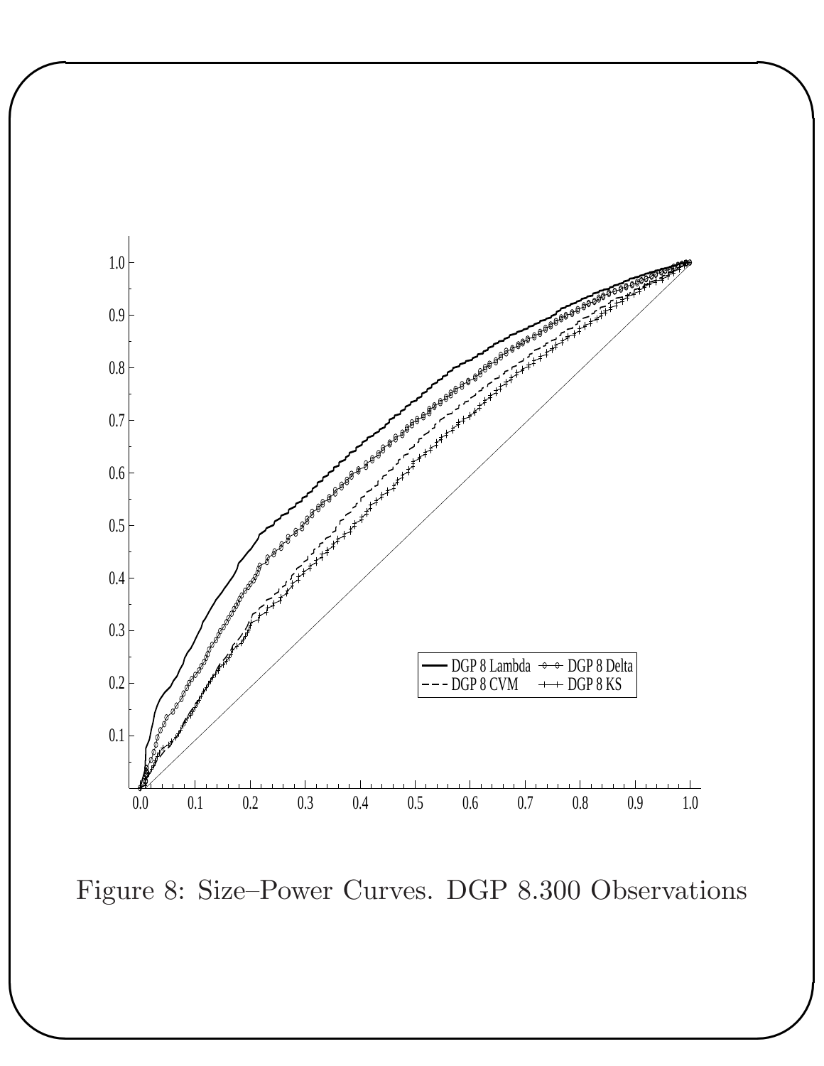1.0
0.9
0.8
0.7
0.6
0.5
0.4
0.3
0.2
0.1

0.0 0.1 0.2 0.3 0.4 0.5 0.6 0.7 0.8 0.9 1.0

DGP 8 Lambda
DGP 8 Delta
DGP 8 CVM
DGP 8 KS

Figure 8: Size–Power Curves. DGP 8.300 Observations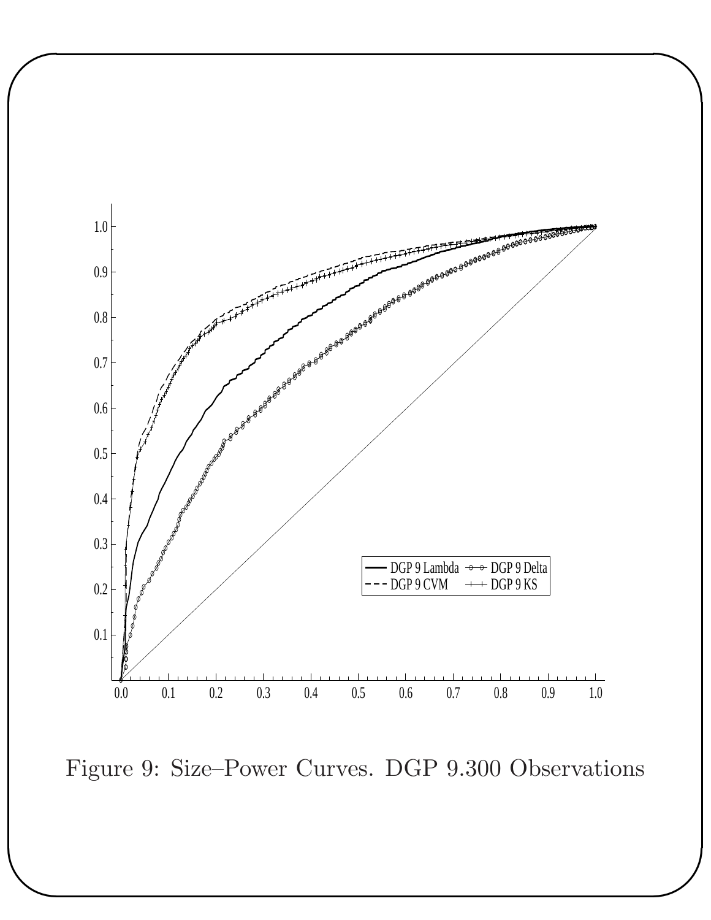1.0
0.9
0.8
0.7
0.6
0.5
0.4
0.3
0.2
0.1

0.0 0.1 0.2 0.3 0.4 0.5 0.6 0.7 0.8 0.9 1.0

DGP 9 Lambda
DGP 9 Delta
DGP 9 CVM
DGP 9 KS

Figure 9: Size–Power Curves. DGP 9.300 Observations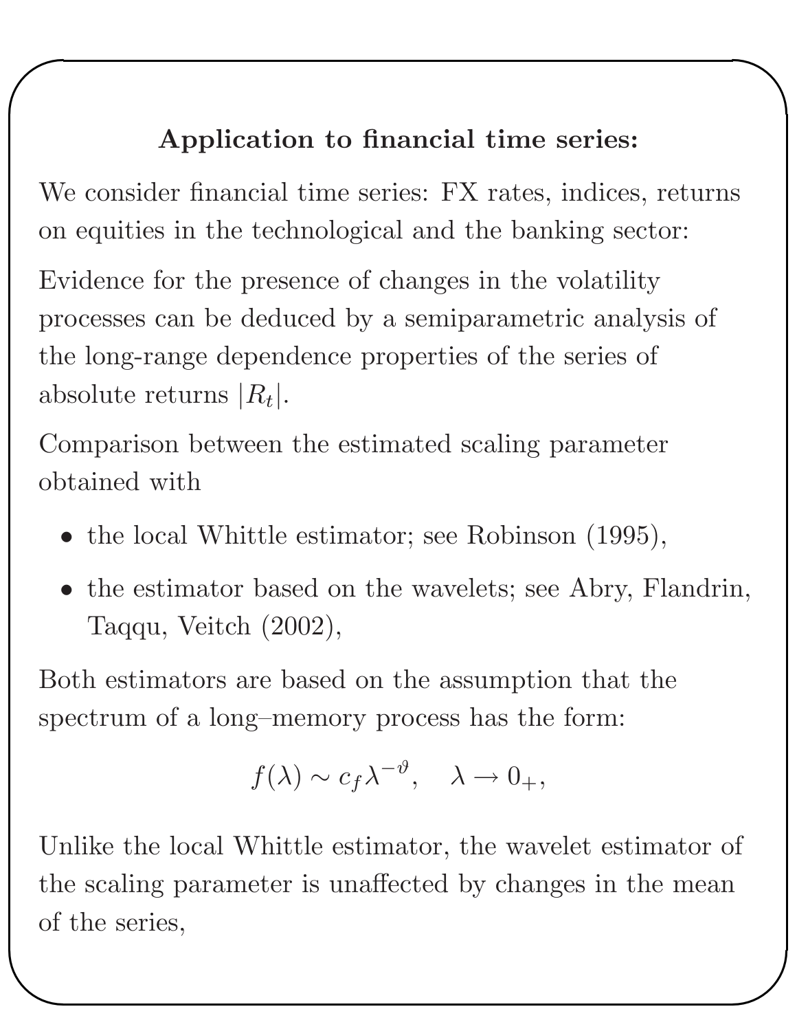**Application to financial time series:**

We consider financial time series: FX rates, indices, returns on equities in the technological and the banking sector:

Evidence for the presence of changes in the volatility processes can be deduced by a semiparametric analysis of the long-range dependence properties of the series of absolute returns $|R_t|$.

Comparison between the estimated scaling parameter obtained with

- the local Whittle estimator; see Robinson (1995),
- the estimator based on the wavelets; see Abry, Flandrin, Taqqu, Veitch (2002),

Both estimators are based on the assumption that the spectrum of a long–memory process has the form:

$$f(\lambda) \sim c_f \lambda^{-\vartheta}, \quad \lambda \to 0_+,$$

Unlike the local Whittle estimator, the wavelet estimator of the scaling parameter is unaffected by changes in the mean of the series,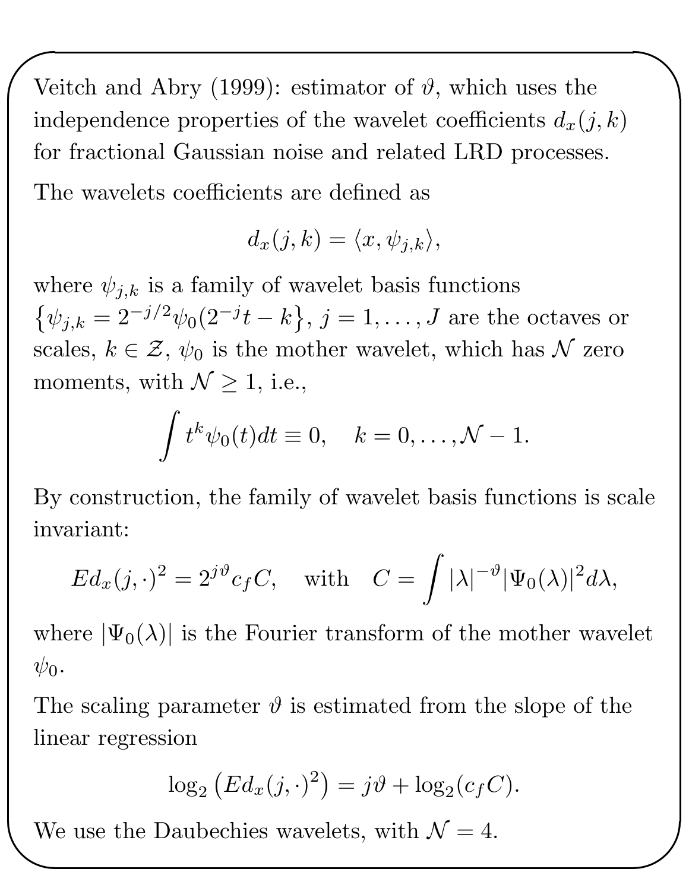Veitch and Abry (1999): estimator of $\vartheta$, which uses the independence properties of the wavelet coefficients $d_x(j,k)$ for fractional Gaussian noise and related LRD processes.

The wavelets coefficients are defined as

$$d_x(j,k) = \langle x, \psi_{j,k} \rangle,$$

where $\psi_{j,k}$ is a family of wavelet basis functions $\left\{\psi_{j,k} = 2^{-j/2}\psi_0(2^{-j}t - k\right\}$, $j = 1, \ldots, J$ are the octaves or scales, $k \in \mathcal{Z}$, $\psi_0$ is the mother wavelet, which has $\mathcal{N}$ zero moments, with $\mathcal{N} \geq 1$, i.e.,

$$\int t^k \psi_0(t) dt \equiv 0, \quad k = 0, \ldots, \mathcal{N} - 1.$$

By construction, the family of wavelet basis functions is scale invariant:

$$E d_x(j,\cdot)^2 = 2^{j\vartheta} c_f C, \quad \text{with} \quad C = \int |\lambda|^{-\vartheta} |\Psi_0(\lambda)|^2 d\lambda,$$

where $|\Psi_0(\lambda)|$ is the Fourier transform of the mother wavelet $\psi_0$.

The scaling parameter $\vartheta$ is estimated from the slope of the linear regression

$$\log_2\left(E d_x(j,\cdot)^2\right) = j\vartheta + \log_2(c_f C).$$

We use the Daubechies wavelets, with $\mathcal{N} = 4$.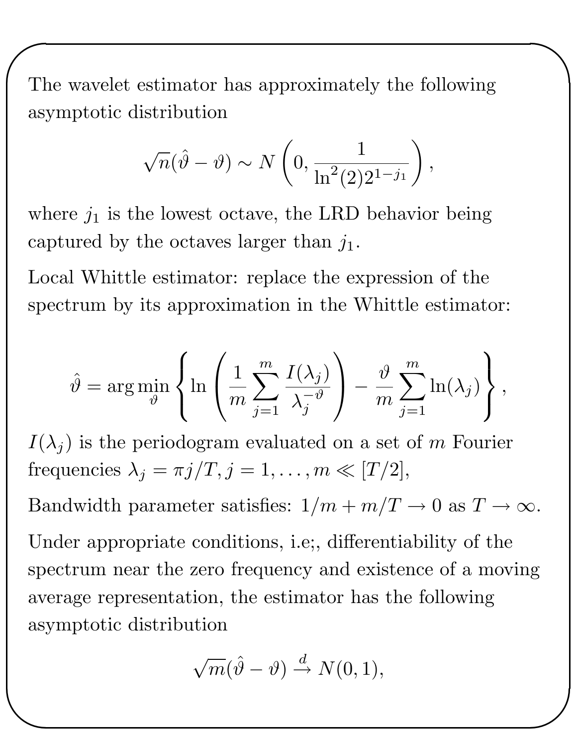The wavelet estimator has approximately the following asymptotic distribution

$$\sqrt{n}(\hat{\vartheta} - \vartheta) \sim N\left(0, \frac{1}{\ln^2(2) 2^{1-j_1}}\right),$$

where $j_1$ is the lowest octave, the LRD behavior being captured by the octaves larger than $j_1$.

Local Whittle estimator: replace the expression of the spectrum by its approximation in the Whittle estimator:

$$\hat{\vartheta} = \arg\min_{\vartheta} \left\{ \ln\left( \frac{1}{m} \sum_{j=1}^{m} \frac{I(\lambda_j)}{\lambda_j^{-\vartheta}} \right) - \frac{\vartheta}{m} \sum_{j=1}^{m} \ln(\lambda_j) \right\},$$

$I(\lambda_j)$ is the periodogram evaluated on a set of $m$ Fourier frequencies $\lambda_j = \pi j/T, j = 1, \ldots, m \ll [T/2]$,

Bandwidth parameter satisfies: $1/m + m/T \to 0$ as $T \to \infty$.

Under appropriate conditions, i.e;, differentiability of the spectrum near the zero frequency and existence of a moving average representation, the estimator has the following asymptotic distribution

$$\sqrt{m}(\hat{\vartheta} - \vartheta) \xrightarrow{d} N(0, 1),$$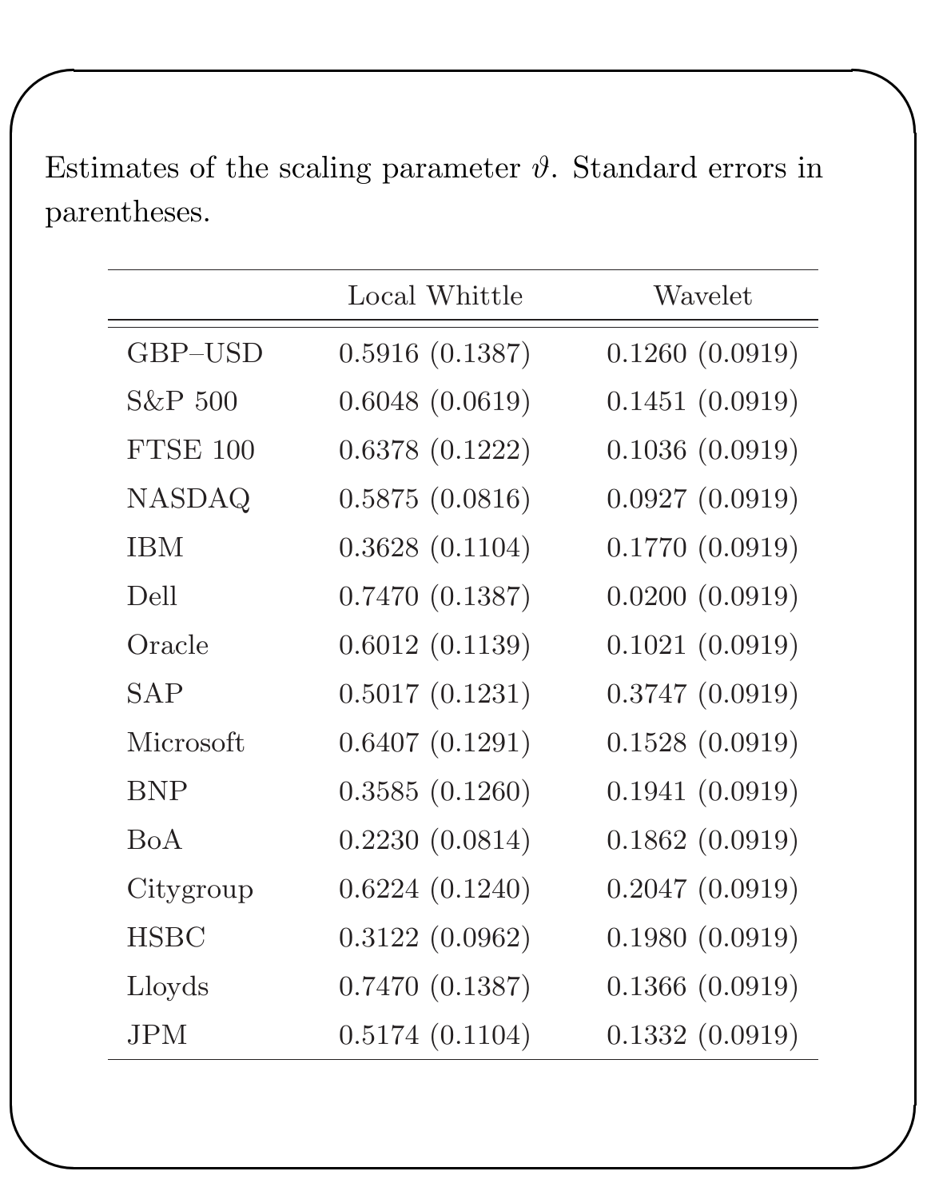Estimates of the scaling parameter $\vartheta$. Standard errors in parentheses.

| | Local Whittle | Wavelet |
|---|---|---|
| GBP–USD | 0.5916 (0.1387) | 0.1260 (0.0919) |
| S&P 500 | 0.6048 (0.0619) | 0.1451 (0.0919) |
| FTSE 100 | 0.6378 (0.1222) | 0.1036 (0.0919) |
| NASDAQ | 0.5875 (0.0816) | 0.0927 (0.0919) |
| IBM | 0.3628 (0.1104) | 0.1770 (0.0919) |
| Dell | 0.7470 (0.1387) | 0.0200 (0.0919) |
| Oracle | 0.6012 (0.1139) | 0.1021 (0.0919) |
| SAP | 0.5017 (0.1231) | 0.3747 (0.0919) |
| Microsoft | 0.6407 (0.1291) | 0.1528 (0.0919) |
| BNP | 0.3585 (0.1260) | 0.1941 (0.0919) |
| BoA | 0.2230 (0.0814) | 0.1862 (0.0919) |
| Citygroup | 0.6224 (0.1240) | 0.2047 (0.0919) |
| HSBC | 0.3122 (0.0962) | 0.1980 (0.0919) |
| Lloyds | 0.7470 (0.1387) | 0.1366 (0.0919) |
| JPM | 0.5174 (0.1104) | 0.1332 (0.0919) |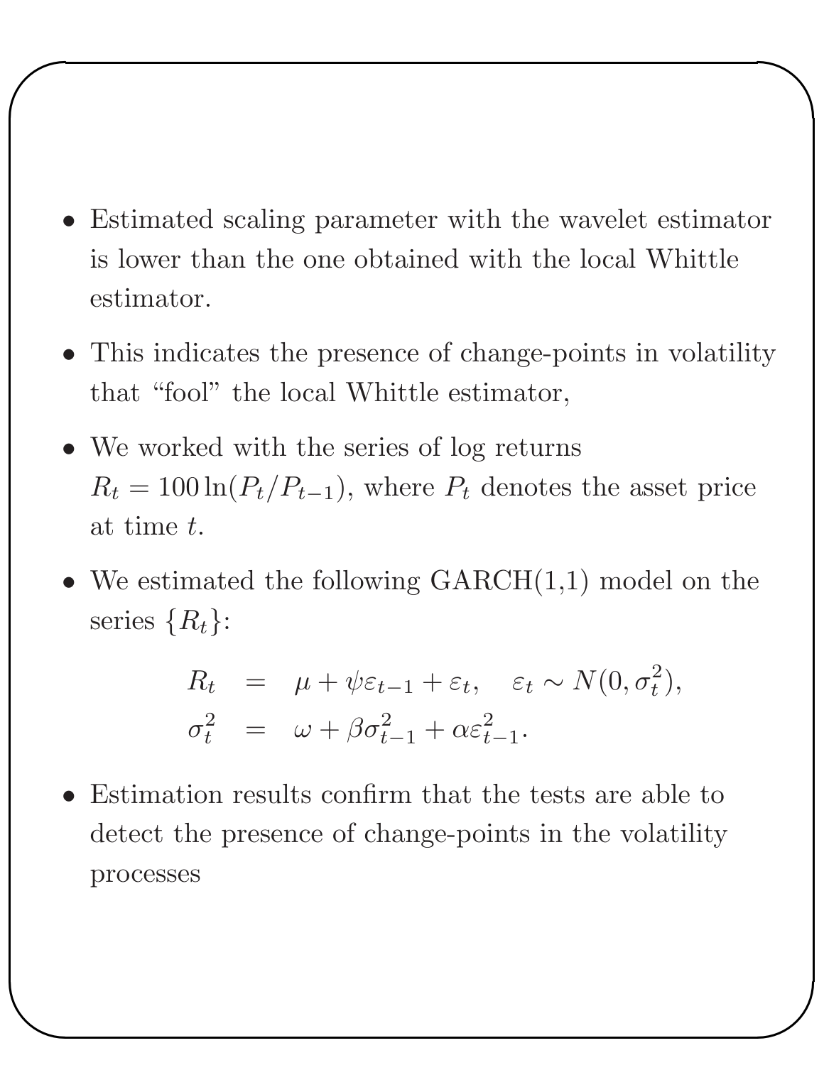- Estimated scaling parameter with the wavelet estimator is lower than the one obtained with the local Whittle estimator.
- This indicates the presence of change-points in volatility that "fool" the local Whittle estimator,
- We worked with the series of log returns $R_t = 100 \ln(P_t/P_{t-1})$, where $P_t$ denotes the asset price at time $t$.
- We estimated the following GARCH(1,1) model on the series $\{R_t\}$:

$$
\begin{aligned}
R_t &= \mu + \psi \varepsilon_{t-1} + \varepsilon_t, \quad \varepsilon_t \sim N(0, \sigma_t^2), \\
\sigma_t^2 &= \omega + \beta \sigma_{t-1}^2 + \alpha \varepsilon_{t-1}^2.
\end{aligned}
$$

- Estimation results confirm that the tests are able to detect the presence of change-points in the volatility processes